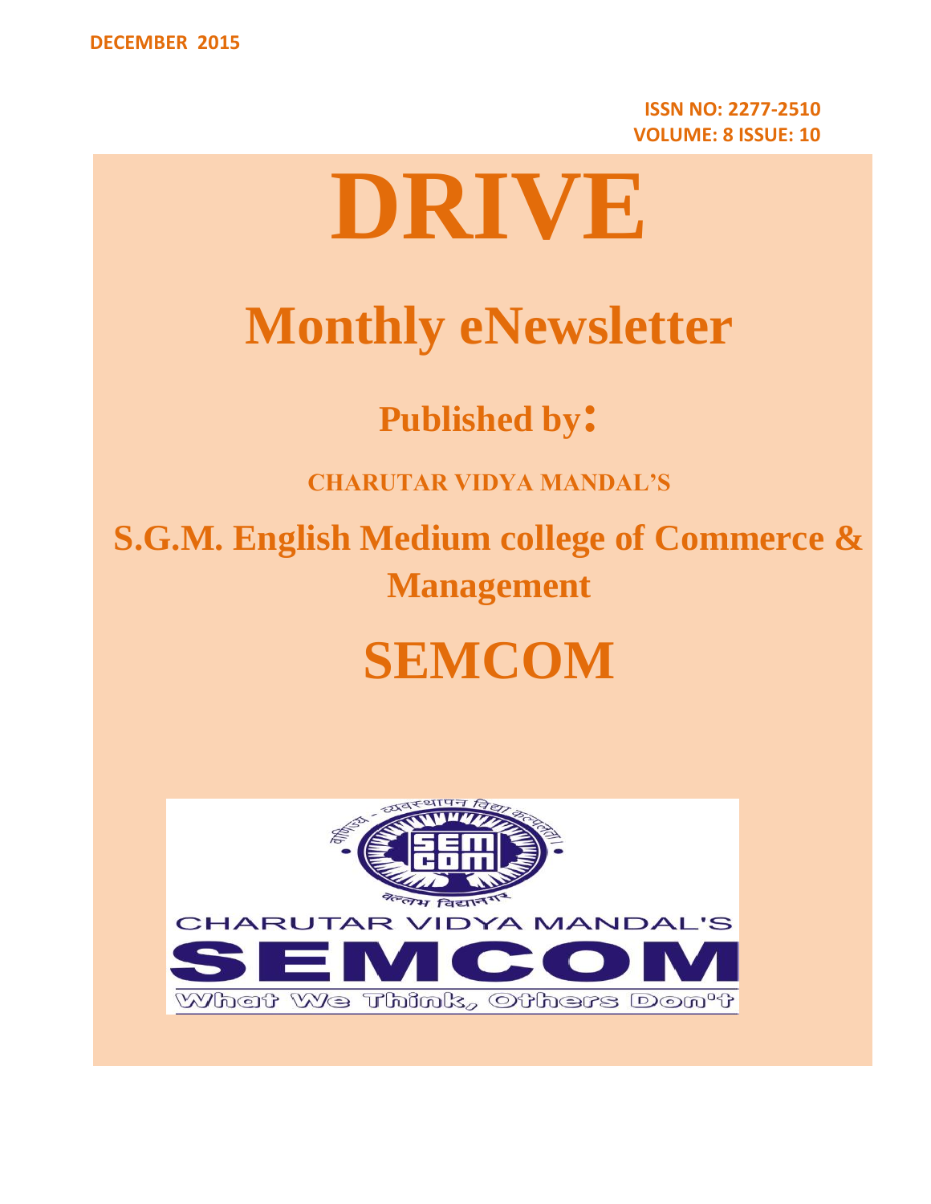DECEMBER 2015

**ISSN NO: 2277-2510**
**VOLUME: 8 ISSUE: 10**

# DRIVE

## Monthly eNewsletter

### Published by:

**CHARUTAR VIDYA MANDAL'S**

## S.G.M. English Medium college of Commerce & Management

# SEMCOM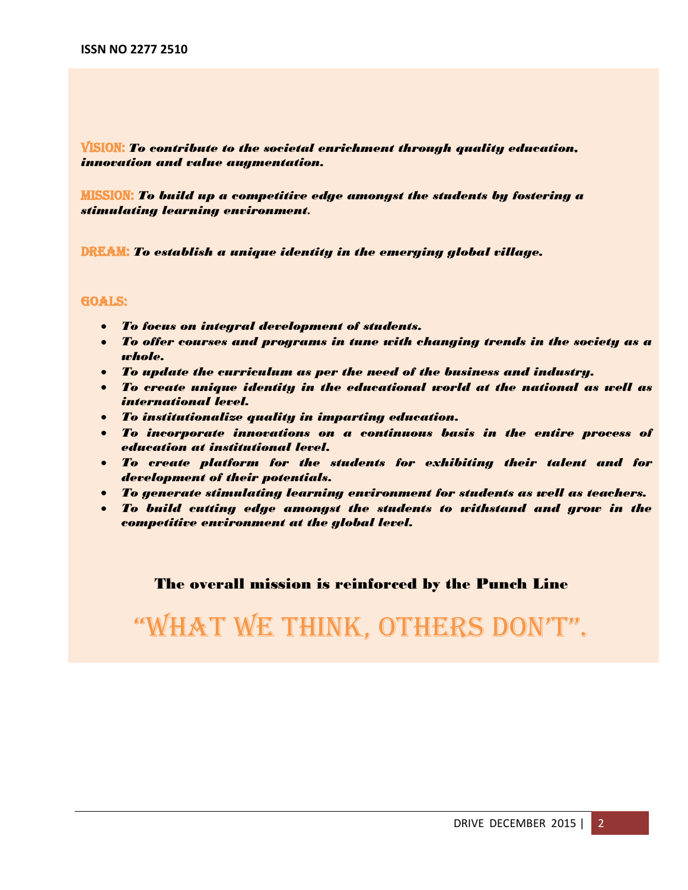**VISION:** ***To contribute to the societal enrichment through quality education, innovation and value augmentation.***

**MISSION:** ***To build up a competitive edge amongst the students by fostering a stimulating learning environment.***

**DREAM:** ***To establish a unique identity in the emerging global village.***

**GOALS:**

- ***To focus on integral development of students.***
- ***To offer courses and programs in tune with changing trends in the society as a whole.***
- ***To update the curriculum as per the need of the business and industry.***
- ***To create unique identity in the educational world at the national as well as international level.***
- ***To institutionalize quality in imparting education.***
- ***To incorporate innovations on a continuous basis in the entire process of education at institutional level.***
- ***To create platform for the students for exhibiting their talent and for development of their potentials.***
- ***To generate stimulating learning environment for students as well as teachers.***
- ***To build cutting edge amongst the students to withstand and grow in the competitive environment at the global level.***

**The overall mission is reinforced by the Punch Line**

# "WHAT WE THINK, OTHERS DON'T".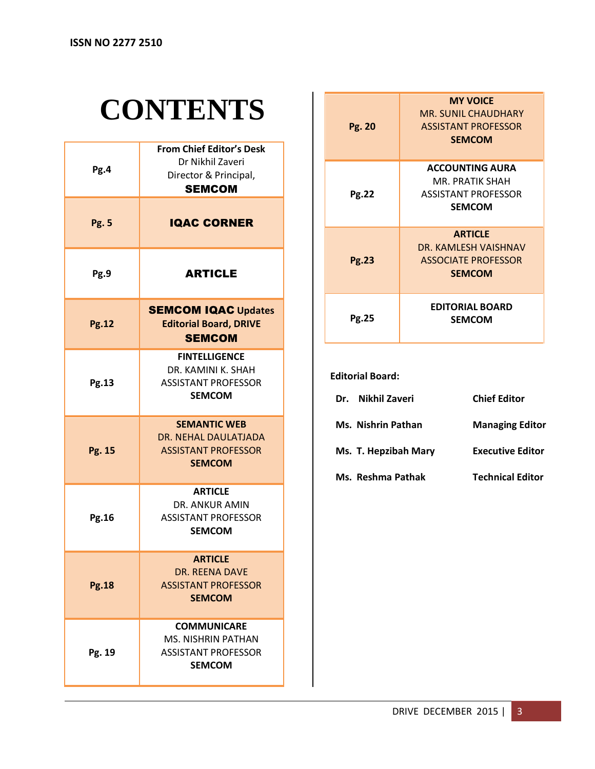ISSN NO 2277 2510

# CONTENTS

| Page | Content |
|---|---|
| Pg.4 | **From Chief Editor's Desk** Dr Nikhil Zaveri Director & Principal, **SEMCOM** |
| Pg. 5 | **IQAC CORNER** |
| Pg.9 | **ARTICLE** |
| Pg.12 | **SEMCOM IQAC Updates Editorial Board, DRIVE SEMCOM** |
| Pg.13 | **FINTELLIGENCE** DR. KAMINI K. SHAH ASSISTANT PROFESSOR **SEMCOM** |
| Pg. 15 | **SEMANTIC WEB** DR. NEHAL DAULATJADA ASSISTANT PROFESSOR **SEMCOM** |
| Pg.16 | **ARTICLE** DR. ANKUR AMIN ASSISTANT PROFESSOR **SEMCOM** |
| Pg.18 | **ARTICLE** DR. REENA DAVE ASSISTANT PROFESSOR **SEMCOM** |
| Pg. 19 | **COMMUNICARE** MS. NISHRIN PATHAN ASSISTANT PROFESSOR **SEMCOM** |
| Pg. 20 | **MY VOICE** MR. SUNIL CHAUDHARY ASSISTANT PROFESSOR **SEMCOM** |
| Pg.22 | **ACCOUNTING AURA** MR. PRATIK SHAH ASSISTANT PROFESSOR **SEMCOM** |
| Pg.23 | **ARTICLE** DR. KAMLESH VAISHNAV ASSOCIATE PROFESSOR **SEMCOM** |
| Pg.25 | **EDITORIAL BOARD SEMCOM** |

**Editorial Board:**

| Name | Role |
|---|---|
| **Dr. Nikhil Zaveri** | **Chief Editor** |
| **Ms. Nishrin Pathan** | **Managing Editor** |
| **Ms. T. Hepzibah Mary** | **Executive Editor** |
| **Ms. Reshma Pathak** | **Technical Editor** |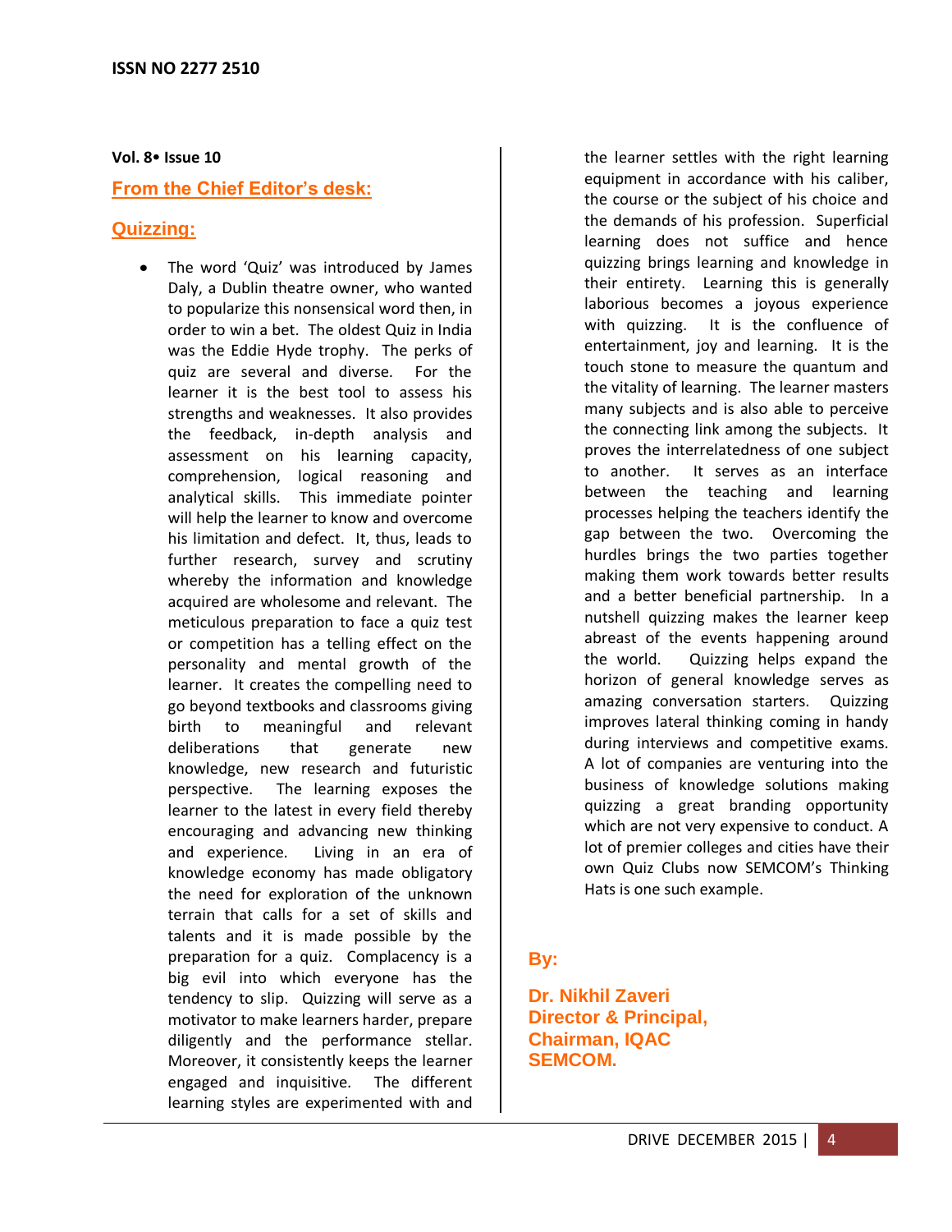## From the Chief Editor's desk:

## Quizzing:

- The word 'Quiz' was introduced by James Daly, a Dublin theatre owner, who wanted to popularize this nonsensical word then, in order to win a bet. The oldest Quiz in India was the Eddie Hyde trophy. The perks of quiz are several and diverse. For the learner it is the best tool to assess his strengths and weaknesses. It also provides the feedback, in-depth analysis and assessment on his learning capacity, comprehension, logical reasoning and analytical skills. This immediate pointer will help the learner to know and overcome his limitation and defect. It, thus, leads to further research, survey and scrutiny whereby the information and knowledge acquired are wholesome and relevant. The meticulous preparation to face a quiz test or competition has a telling effect on the personality and mental growth of the learner. It creates the compelling need to go beyond textbooks and classrooms giving birth to meaningful and relevant deliberations that generate new knowledge, new research and futuristic perspective. The learning exposes the learner to the latest in every field thereby encouraging and advancing new thinking and experience. Living in an era of knowledge economy has made obligatory the need for exploration of the unknown terrain that calls for a set of skills and talents and it is made possible by the preparation for a quiz. Complacency is a big evil into which everyone has the tendency to slip. Quizzing will serve as a motivator to make learners harder, prepare diligently and the performance stellar. Moreover, it consistently keeps the learner engaged and inquisitive. The different learning styles are experimented with and the learner settles with the right learning equipment in accordance with his caliber, the course or the subject of his choice and the demands of his profession. Superficial learning does not suffice and hence quizzing brings learning and knowledge in their entirety. Learning this is generally laborious becomes a joyous experience with quizzing. It is the confluence of entertainment, joy and learning. It is the touch stone to measure the quantum and the vitality of learning. The learner masters many subjects and is also able to perceive the connecting link among the subjects. It proves the interrelatedness of one subject to another. It serves as an interface between the teaching and learning processes helping the teachers identify the gap between the two. Overcoming the hurdles brings the two parties together making them work towards better results and a better beneficial partnership. In a nutshell quizzing makes the learner keep abreast of the events happening around the world. Quizzing helps expand the horizon of general knowledge serves as amazing conversation starters. Quizzing improves lateral thinking coming in handy during interviews and competitive exams. A lot of companies are venturing into the business of knowledge solutions making quizzing a great branding opportunity which are not very expensive to conduct. A lot of premier colleges and cities have their own Quiz Clubs now SEMCOM's Thinking Hats is one such example.

**By:**

**Dr. Nikhil Zaveri**
**Director & Principal,**
**Chairman, IQAC**
**SEMCOM.**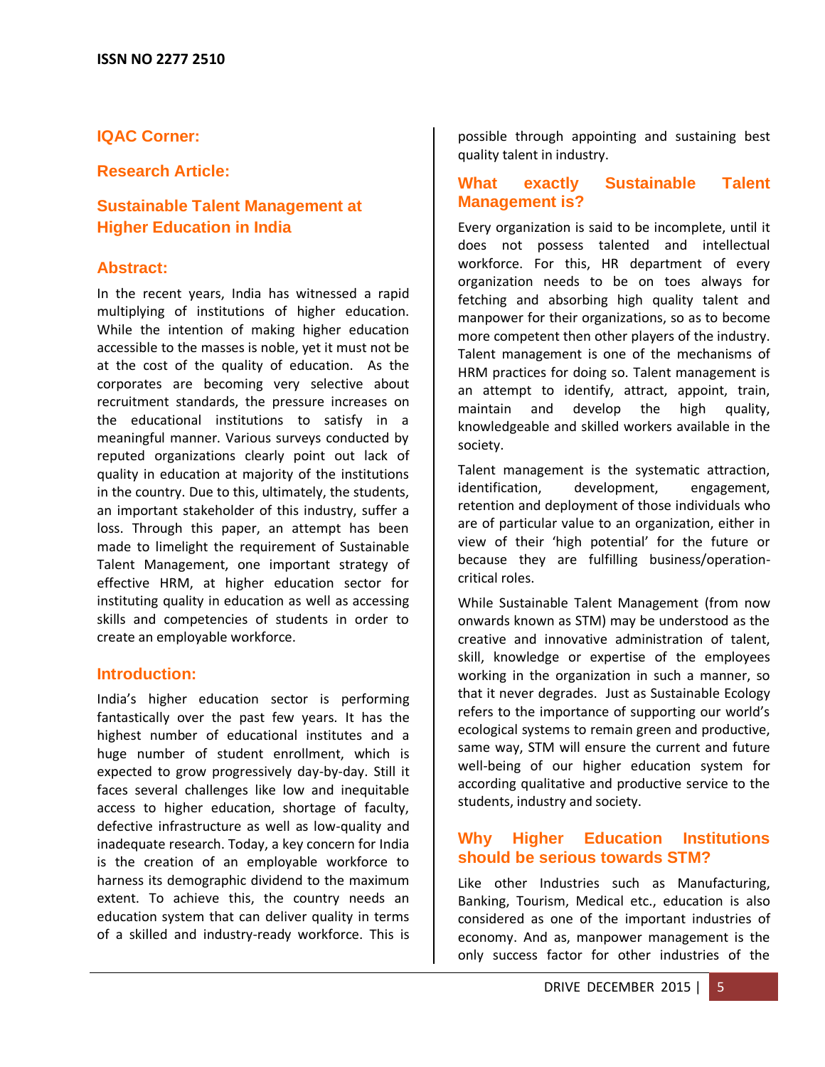## IQAC Corner:

## Research Article:

# Sustainable Talent Management at Higher Education in India

## Abstract:

In the recent years, India has witnessed a rapid multiplying of institutions of higher education. While the intention of making higher education accessible to the masses is noble, yet it must not be at the cost of the quality of education. As the corporates are becoming very selective about recruitment standards, the pressure increases on the educational institutions to satisfy in a meaningful manner. Various surveys conducted by reputed organizations clearly point out lack of quality in education at majority of the institutions in the country. Due to this, ultimately, the students, an important stakeholder of this industry, suffer a loss. Through this paper, an attempt has been made to limelight the requirement of Sustainable Talent Management, one important strategy of effective HRM, at higher education sector for instituting quality in education as well as accessing skills and competencies of students in order to create an employable workforce.

## Introduction:

India's higher education sector is performing fantastically over the past few years. It has the highest number of educational institutes and a huge number of student enrollment, which is expected to grow progressively day-by-day. Still it faces several challenges like low and inequitable access to higher education, shortage of faculty, defective infrastructure as well as low-quality and inadequate research. Today, a key concern for India is the creation of an employable workforce to harness its demographic dividend to the maximum extent. To achieve this, the country needs an education system that can deliver quality in terms of a skilled and industry-ready workforce. This is possible through appointing and sustaining best quality talent in industry.

## What exactly Sustainable Talent Management is?

Every organization is said to be incomplete, until it does not possess talented and intellectual workforce. For this, HR department of every organization needs to be on toes always for fetching and absorbing high quality talent and manpower for their organizations, so as to become more competent then other players of the industry. Talent management is one of the mechanisms of HRM practices for doing so. Talent management is an attempt to identify, attract, appoint, train, maintain and develop the high quality, knowledgeable and skilled workers available in the society.

Talent management is the systematic attraction, identification, development, engagement, retention and deployment of those individuals who are of particular value to an organization, either in view of their 'high potential' for the future or because they are fulfilling business/operation-critical roles.

While Sustainable Talent Management (from now onwards known as STM) may be understood as the creative and innovative administration of talent, skill, knowledge or expertise of the employees working in the organization in such a manner, so that it never degrades. Just as Sustainable Ecology refers to the importance of supporting our world's ecological systems to remain green and productive, same way, STM will ensure the current and future well-being of our higher education system for according qualitative and productive service to the students, industry and society.

## Why Higher Education Institutions should be serious towards STM?

Like other Industries such as Manufacturing, Banking, Tourism, Medical etc., education is also considered as one of the important industries of economy. And as, manpower management is the only success factor for other industries of the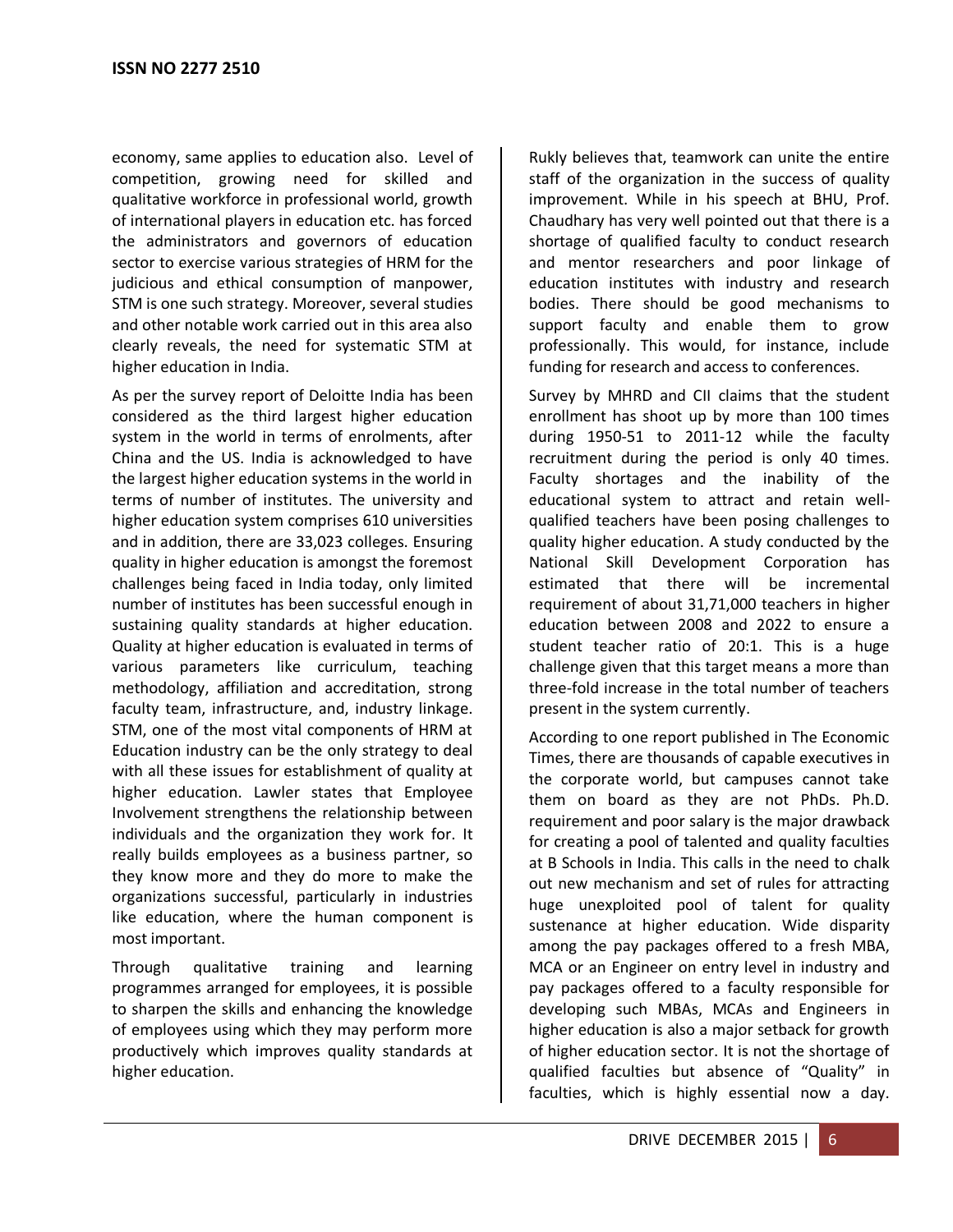economy, same applies to education also. Level of competition, growing need for skilled and qualitative workforce in professional world, growth of international players in education etc. has forced the administrators and governors of education sector to exercise various strategies of HRM for the judicious and ethical consumption of manpower, STM is one such strategy. Moreover, several studies and other notable work carried out in this area also clearly reveals, the need for systematic STM at higher education in India.

As per the survey report of Deloitte India has been considered as the third largest higher education system in the world in terms of enrolments, after China and the US. India is acknowledged to have the largest higher education systems in the world in terms of number of institutes. The university and higher education system comprises 610 universities and in addition, there are 33,023 colleges. Ensuring quality in higher education is amongst the foremost challenges being faced in India today, only limited number of institutes has been successful enough in sustaining quality standards at higher education. Quality at higher education is evaluated in terms of various parameters like curriculum, teaching methodology, affiliation and accreditation, strong faculty team, infrastructure, and, industry linkage. STM, one of the most vital components of HRM at Education industry can be the only strategy to deal with all these issues for establishment of quality at higher education. Lawler states that Employee Involvement strengthens the relationship between individuals and the organization they work for. It really builds employees as a business partner, so they know more and they do more to make the organizations successful, particularly in industries like education, where the human component is most important.

Through qualitative training and learning programmes arranged for employees, it is possible to sharpen the skills and enhancing the knowledge of employees using which they may perform more productively which improves quality standards at higher education.

Rukly believes that, teamwork can unite the entire staff of the organization in the success of quality improvement. While in his speech at BHU, Prof. Chaudhary has very well pointed out that there is a shortage of qualified faculty to conduct research and mentor researchers and poor linkage of education institutes with industry and research bodies. There should be good mechanisms to support faculty and enable them to grow professionally. This would, for instance, include funding for research and access to conferences.

Survey by MHRD and CII claims that the student enrollment has shoot up by more than 100 times during 1950-51 to 2011-12 while the faculty recruitment during the period is only 40 times. Faculty shortages and the inability of the educational system to attract and retain well-qualified teachers have been posing challenges to quality higher education. A study conducted by the National Skill Development Corporation has estimated that there will be incremental requirement of about 31,71,000 teachers in higher education between 2008 and 2022 to ensure a student teacher ratio of 20:1. This is a huge challenge given that this target means a more than three-fold increase in the total number of teachers present in the system currently.

According to one report published in The Economic Times, there are thousands of capable executives in the corporate world, but campuses cannot take them on board as they are not PhDs. Ph.D. requirement and poor salary is the major drawback for creating a pool of talented and quality faculties at B Schools in India. This calls in the need to chalk out new mechanism and set of rules for attracting huge unexploited pool of talent for quality sustenance at higher education. Wide disparity among the pay packages offered to a fresh MBA, MCA or an Engineer on entry level in industry and pay packages offered to a faculty responsible for developing such MBAs, MCAs and Engineers in higher education is also a major setback for growth of higher education sector. It is not the shortage of qualified faculties but absence of "Quality" in faculties, which is highly essential now a day.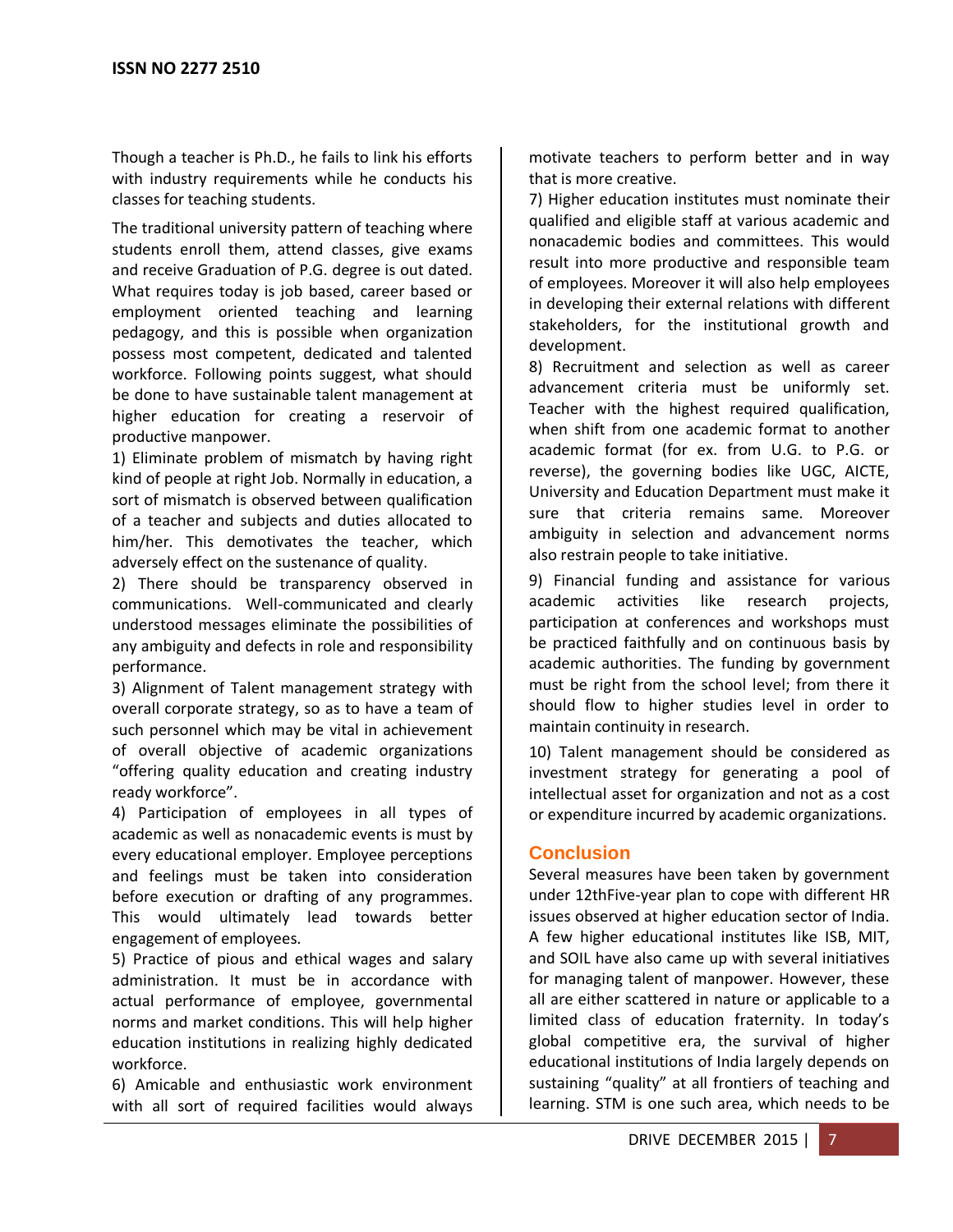Though a teacher is Ph.D., he fails to link his efforts with industry requirements while he conducts his classes for teaching students.

The traditional university pattern of teaching where students enroll them, attend classes, give exams and receive Graduation of P.G. degree is out dated. What requires today is job based, career based or employment oriented teaching and learning pedagogy, and this is possible when organization possess most competent, dedicated and talented workforce. Following points suggest, what should be done to have sustainable talent management at higher education for creating a reservoir of productive manpower.

1) Eliminate problem of mismatch by having right kind of people at right Job. Normally in education, a sort of mismatch is observed between qualification of a teacher and subjects and duties allocated to him/her. This demotivates the teacher, which adversely effect on the sustenance of quality.

2) There should be transparency observed in communications. Well-communicated and clearly understood messages eliminate the possibilities of any ambiguity and defects in role and responsibility performance.

3) Alignment of Talent management strategy with overall corporate strategy, so as to have a team of such personnel which may be vital in achievement of overall objective of academic organizations "offering quality education and creating industry ready workforce".

4) Participation of employees in all types of academic as well as nonacademic events is must by every educational employer. Employee perceptions and feelings must be taken into consideration before execution or drafting of any programmes. This would ultimately lead towards better engagement of employees.

5) Practice of pious and ethical wages and salary administration. It must be in accordance with actual performance of employee, governmental norms and market conditions. This will help higher education institutions in realizing highly dedicated workforce.

6) Amicable and enthusiastic work environment with all sort of required facilities would always motivate teachers to perform better and in way that is more creative.

7) Higher education institutes must nominate their qualified and eligible staff at various academic and nonacademic bodies and committees. This would result into more productive and responsible team of employees. Moreover it will also help employees in developing their external relations with different stakeholders, for the institutional growth and development.

8) Recruitment and selection as well as career advancement criteria must be uniformly set. Teacher with the highest required qualification, when shift from one academic format to another academic format (for ex. from U.G. to P.G. or reverse), the governing bodies like UGC, AICTE, University and Education Department must make it sure that criteria remains same. Moreover ambiguity in selection and advancement norms also restrain people to take initiative.

9) Financial funding and assistance for various academic activities like research projects, participation at conferences and workshops must be practiced faithfully and on continuous basis by academic authorities. The funding by government must be right from the school level; from there it should flow to higher studies level in order to maintain continuity in research.

10) Talent management should be considered as investment strategy for generating a pool of intellectual asset for organization and not as a cost or expenditure incurred by academic organizations.

## Conclusion

Several measures have been taken by government under 12thFive-year plan to cope with different HR issues observed at higher education sector of India. A few higher educational institutes like ISB, MIT, and SOIL have also came up with several initiatives for managing talent of manpower. However, these all are either scattered in nature or applicable to a limited class of education fraternity. In today's global competitive era, the survival of higher educational institutions of India largely depends on sustaining "quality" at all frontiers of teaching and learning. STM is one such area, which needs to be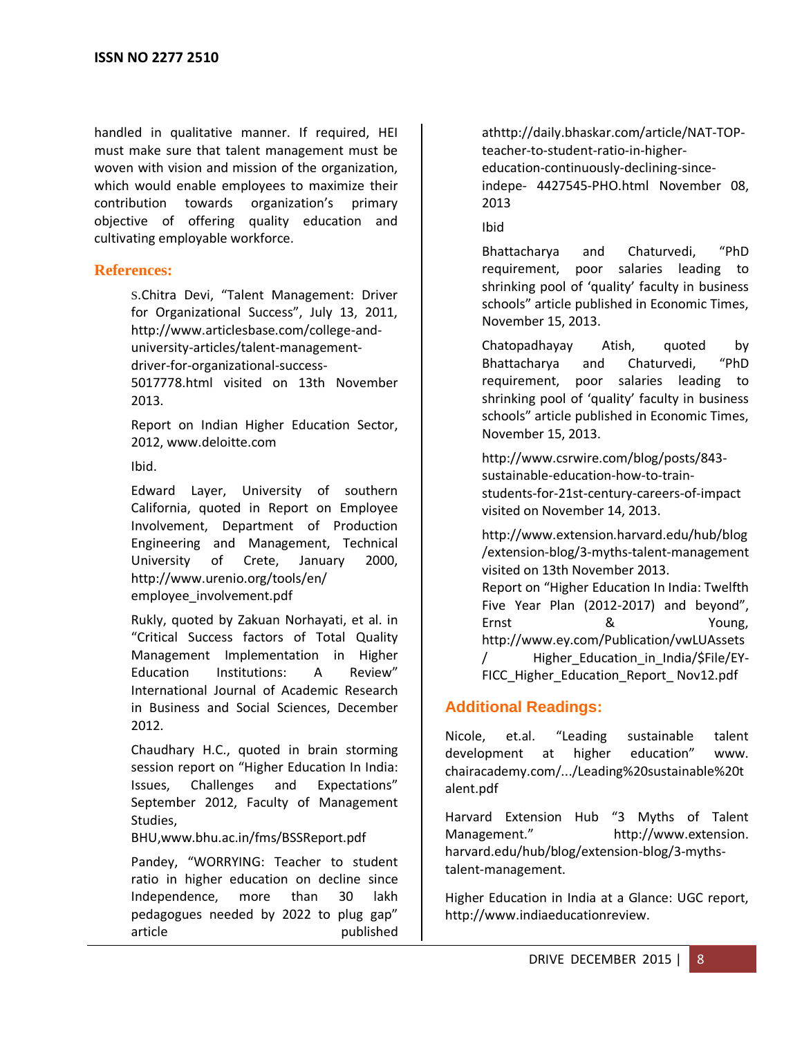handled in qualitative manner. If required, HEI must make sure that talent management must be woven with vision and mission of the organization, which would enable employees to maximize their contribution towards organization's primary objective of offering quality education and cultivating employable workforce.

## References:

S.Chitra Devi, "Talent Management: Driver for Organizational Success", July 13, 2011, http://www.articlesbase.com/college-and-university-articles/talent-management-driver-for-organizational-success-5017778.html visited on 13th November 2013.

Report on Indian Higher Education Sector, 2012, www.deloitte.com

Ibid.

Edward Layer, University of southern California, quoted in Report on Employee Involvement, Department of Production Engineering and Management, Technical University of Crete, January 2000, http://www.urenio.org/tools/en/ employee_involvement.pdf

Rukly, quoted by Zakuan Norhayati, et al. in "Critical Success factors of Total Quality Management Implementation in Higher Education Institutions: A Review" International Journal of Academic Research in Business and Social Sciences, December 2012.

Chaudhary H.C., quoted in brain storming session report on "Higher Education In India: Issues, Challenges and Expectations" September 2012, Faculty of Management Studies, BHU,www.bhu.ac.in/fms/BSSReport.pdf

Pandey, "WORRYING: Teacher to student ratio in higher education on decline since Independence, more than 30 lakh pedagogues needed by 2022 to plug gap" article published athttp://daily.bhaskar.com/article/NAT-TOP-teacher-to-student-ratio-in-higher-education-continuously-declining-since-indepe- 4427545-PHO.html November 08, 2013

Ibid

Bhattacharya and Chaturvedi, "PhD requirement, poor salaries leading to shrinking pool of 'quality' faculty in business schools" article published in Economic Times, November 15, 2013.

Chatopadhayay Atish, quoted by Bhattacharya and Chaturvedi, "PhD requirement, poor salaries leading to shrinking pool of 'quality' faculty in business schools" article published in Economic Times, November 15, 2013.

http://www.csrwire.com/blog/posts/843-sustainable-education-how-to-train-students-for-21st-century-careers-of-impact visited on November 14, 2013.

http://www.extension.harvard.edu/hub/blog/extension-blog/3-myths-talent-management visited on 13th November 2013.
Report on "Higher Education In India: Twelfth Five Year Plan (2012-2017) and beyond", Ernst & Young, http://www.ey.com/Publication/vwLUAssets/ Higher_Education_in_India/$File/EY-FICC_Higher_Education_Report_ Nov12.pdf

## Additional Readings:

Nicole, et.al. "Leading sustainable talent development at higher education" www. chairacademy.com/.../Leading%20sustainable%20talent.pdf

Harvard Extension Hub "3 Myths of Talent Management." http://www.extension. harvard.edu/hub/blog/extension-blog/3-myths-talent-management.

Higher Education in India at a Glance: UGC report, http://www.indiaeducationreview.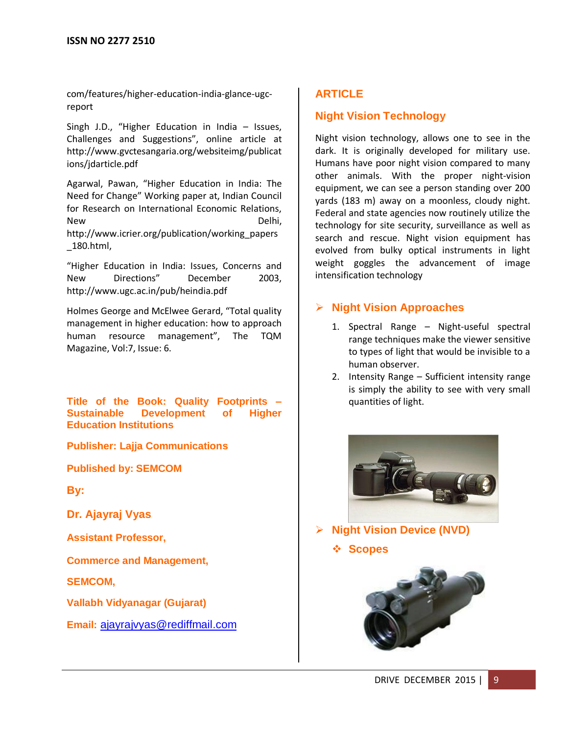com/features/higher-education-india-glance-ugc-report

Singh J.D., “Higher Education in India – Issues, Challenges and Suggestions”, online article at http://www.gvctesangaria.org/websiteimg/publications/jdarticle.pdf

Agarwal, Pawan, “Higher Education in India: The Need for Change” Working paper at, Indian Council for Research on International Economic Relations, New Delhi, http://www.icrier.org/publication/working_papers_180.html,

“Higher Education in India: Issues, Concerns and New Directions” December 2003, http://www.ugc.ac.in/pub/heindia.pdf

Holmes George and McElwee Gerard, “Total quality management in higher education: how to approach human resource management”, The TQM Magazine, Vol:7, Issue: 6.

**Title of the Book: Quality Footprints – Sustainable Development of Higher Education Institutions**

**Publisher: Lajja Communications**

**Published by: SEMCOM**

**By:**

**Dr. Ajayraj Vyas**

**Assistant Professor,**

**Commerce and Management,**

**SEMCOM,**

**Vallabh Vidyanagar (Gujarat)**

**Email:** ajayrajvyas@rediffmail.com

## ARTICLE

## Night Vision Technology

Night vision technology, allows one to see in the dark. It is originally developed for military use. Humans have poor night vision compared to many other animals. With the proper night-vision equipment, we can see a person standing over 200 yards (183 m) away on a moonless, cloudy night. Federal and state agencies now routinely utilize the technology for site security, surveillance as well as search and rescue. Night vision equipment has evolved from bulky optical instruments in light weight goggles the advancement of image intensification technology

### Night Vision Approaches

1. Spectral Range – Night-useful spectral range techniques make the viewer sensitive to types of light that would be invisible to a human observer.
2. Intensity Range – Sufficient intensity range is simply the ability to see with very small quantities of light.

### Night Vision Device (NVD)

- **Scopes**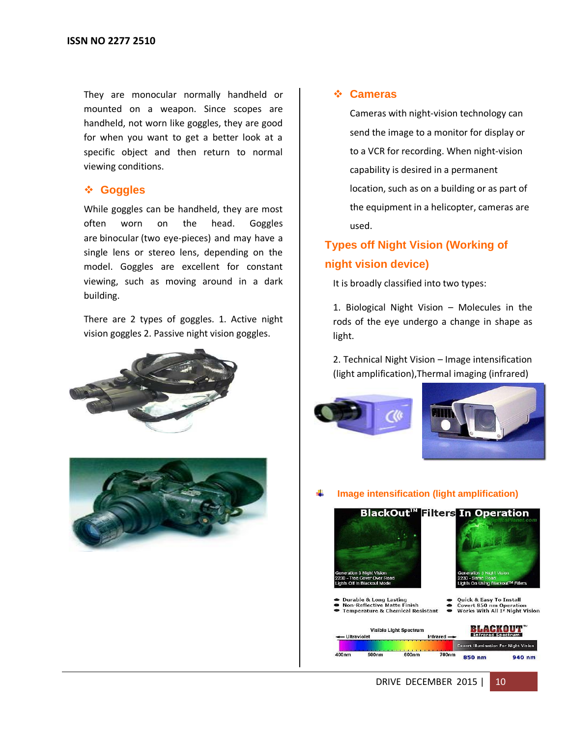They are monocular normally handheld or mounted on a weapon. Since scopes are handheld, not worn like goggles, they are good for when you want to get a better look at a specific object and then return to normal viewing conditions.

### ❖ Goggles

While goggles can be handheld, they are most often worn on the head. Goggles are binocular (two eye-pieces) and may have a single lens or stereo lens, depending on the model. Goggles are excellent for constant viewing, such as moving around in a dark building.

There are 2 types of goggles. 1. Active night vision goggles 2. Passive night vision goggles.

### ❖ Cameras

Cameras with night-vision technology can send the image to a monitor for display or to a VCR for recording. When night-vision capability is desired in a permanent location, such as on a building or as part of the equipment in a helicopter, cameras are used.

## Types off Night Vision (Working of night vision device)

It is broadly classified into two types:

1. Biological Night Vision – Molecules in the rods of the eye undergo a change in shape as light.

2. Technical Night Vision – Image intensification (light amplification),Thermal imaging (infrared)

### Image intensification (light amplification)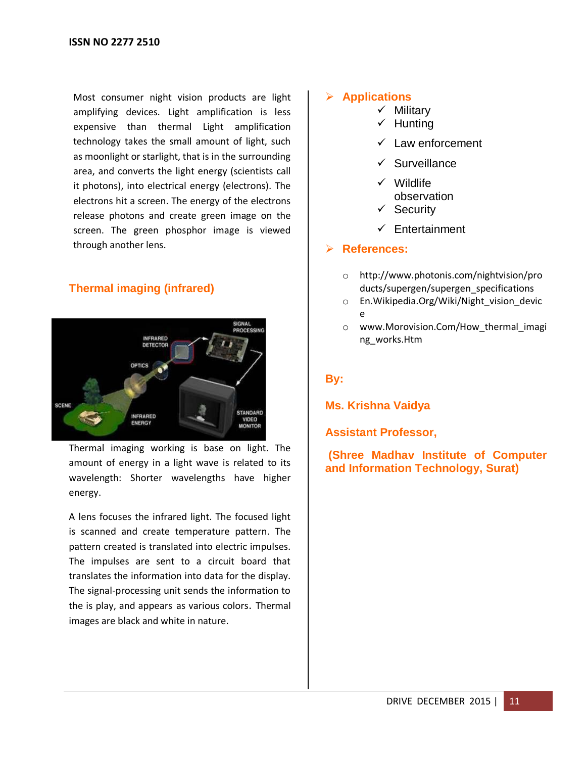Most consumer night vision products are light amplifying devices. Light amplification is less expensive than thermal Light amplification technology takes the small amount of light, such as moonlight or starlight, that is in the surrounding area, and converts the light energy (scientists call it photons), into electrical energy (electrons). The electrons hit a screen. The energy of the electrons release photons and create green image on the screen. The green phosphor image is viewed through another lens.

## Thermal imaging (infrared)

Thermal imaging working is base on light. The amount of energy in a light wave is related to its wavelength: Shorter wavelengths have higher energy.

A lens focuses the infrared light. The focused light is scanned and create temperature pattern. The pattern created is translated into electric impulses. The impulses are sent to a circuit board that translates the information into data for the display. The signal-processing unit sends the information to the is play, and appears as various colors. Thermal images are black and white in nature.

## Applications

- ✓ Military
- ✓ Hunting
- ✓ Law enforcement
- ✓ Surveillance
- ✓ Wildlife observation
- ✓ Security
- ✓ Entertainment

## References:

- http://www.photonis.com/nightvision/products/supergen/supergen_specifications
- En.Wikipedia.Org/Wiki/Night_vision_device
- www.Morovision.Com/How_thermal_imaging_works.Htm

**By:**

**Ms. Krishna Vaidya**

**Assistant Professor,**

**(Shree Madhav Institute of Computer and Information Technology, Surat)**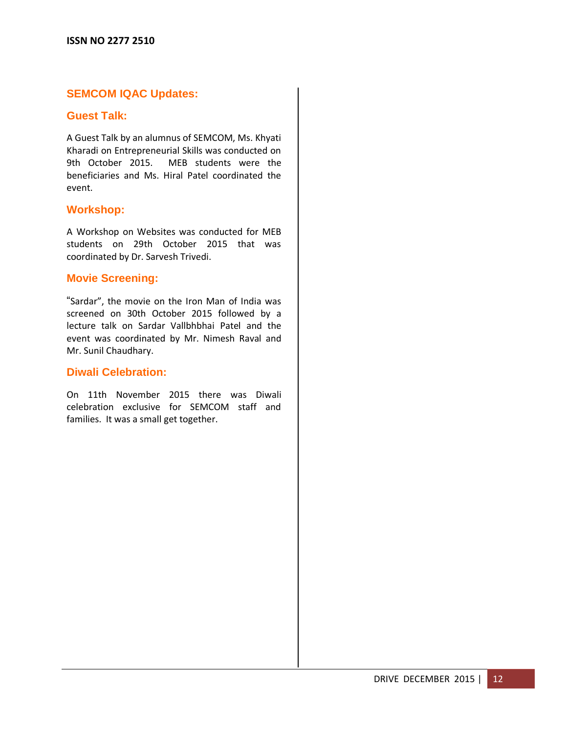## SEMCOM IQAC Updates:

### Guest Talk:

A Guest Talk by an alumnus of SEMCOM, Ms. Khyati Kharadi on Entrepreneurial Skills was conducted on 9th October 2015. MEB students were the beneficiaries and Ms. Hiral Patel coordinated the event.

### Workshop:

A Workshop on Websites was conducted for MEB students on 29th October 2015 that was coordinated by Dr. Sarvesh Trivedi.

### Movie Screening:

"Sardar", the movie on the Iron Man of India was screened on 30th October 2015 followed by a lecture talk on Sardar Vallbhbhai Patel and the event was coordinated by Mr. Nimesh Raval and Mr. Sunil Chaudhary.

### Diwali Celebration:

On 11th November 2015 there was Diwali celebration exclusive for SEMCOM staff and families. It was a small get together.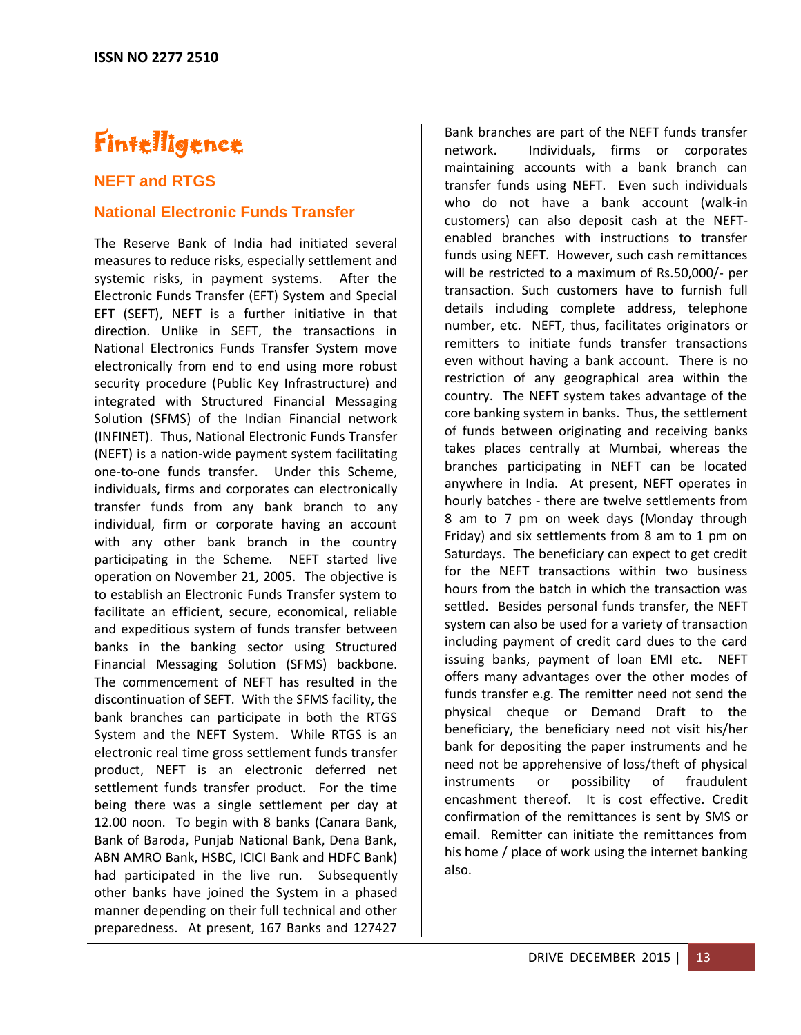# Fintelligence

## NEFT and RTGS

### National Electronic Funds Transfer

The Reserve Bank of India had initiated several measures to reduce risks, especially settlement and systemic risks, in payment systems. After the Electronic Funds Transfer (EFT) System and Special EFT (SEFT), NEFT is a further initiative in that direction. Unlike in SEFT, the transactions in National Electronics Funds Transfer System move electronically from end to end using more robust security procedure (Public Key Infrastructure) and integrated with Structured Financial Messaging Solution (SFMS) of the Indian Financial network (INFINET). Thus, National Electronic Funds Transfer (NEFT) is a nation-wide payment system facilitating one-to-one funds transfer. Under this Scheme, individuals, firms and corporates can electronically transfer funds from any bank branch to any individual, firm or corporate having an account with any other bank branch in the country participating in the Scheme. NEFT started live operation on November 21, 2005. The objective is to establish an Electronic Funds Transfer system to facilitate an efficient, secure, economical, reliable and expeditious system of funds transfer between banks in the banking sector using Structured Financial Messaging Solution (SFMS) backbone. The commencement of NEFT has resulted in the discontinuation of SEFT. With the SFMS facility, the bank branches can participate in both the RTGS System and the NEFT System. While RTGS is an electronic real time gross settlement funds transfer product, NEFT is an electronic deferred net settlement funds transfer product. For the time being there was a single settlement per day at 12.00 noon. To begin with 8 banks (Canara Bank, Bank of Baroda, Punjab National Bank, Dena Bank, ABN AMRO Bank, HSBC, ICICI Bank and HDFC Bank) had participated in the live run. Subsequently other banks have joined the System in a phased manner depending on their full technical and other preparedness. At present, 167 Banks and 127427 Bank branches are part of the NEFT funds transfer network. Individuals, firms or corporates maintaining accounts with a bank branch can transfer funds using NEFT. Even such individuals who do not have a bank account (walk-in customers) can also deposit cash at the NEFT-enabled branches with instructions to transfer funds using NEFT. However, such cash remittances will be restricted to a maximum of Rs.50,000/- per transaction. Such customers have to furnish full details including complete address, telephone number, etc. NEFT, thus, facilitates originators or remitters to initiate funds transfer transactions even without having a bank account. There is no restriction of any geographical area within the country. The NEFT system takes advantage of the core banking system in banks. Thus, the settlement of funds between originating and receiving banks takes places centrally at Mumbai, whereas the branches participating in NEFT can be located anywhere in India. At present, NEFT operates in hourly batches - there are twelve settlements from 8 am to 7 pm on week days (Monday through Friday) and six settlements from 8 am to 1 pm on Saturdays. The beneficiary can expect to get credit for the NEFT transactions within two business hours from the batch in which the transaction was settled. Besides personal funds transfer, the NEFT system can also be used for a variety of transaction including payment of credit card dues to the card issuing banks, payment of loan EMI etc. NEFT offers many advantages over the other modes of funds transfer e.g. The remitter need not send the physical cheque or Demand Draft to the beneficiary, the beneficiary need not visit his/her bank for depositing the paper instruments and he need not be apprehensive of loss/theft of physical instruments or possibility of fraudulent encashment thereof. It is cost effective. Credit confirmation of the remittances is sent by SMS or email. Remitter can initiate the remittances from his home / place of work using the internet banking also.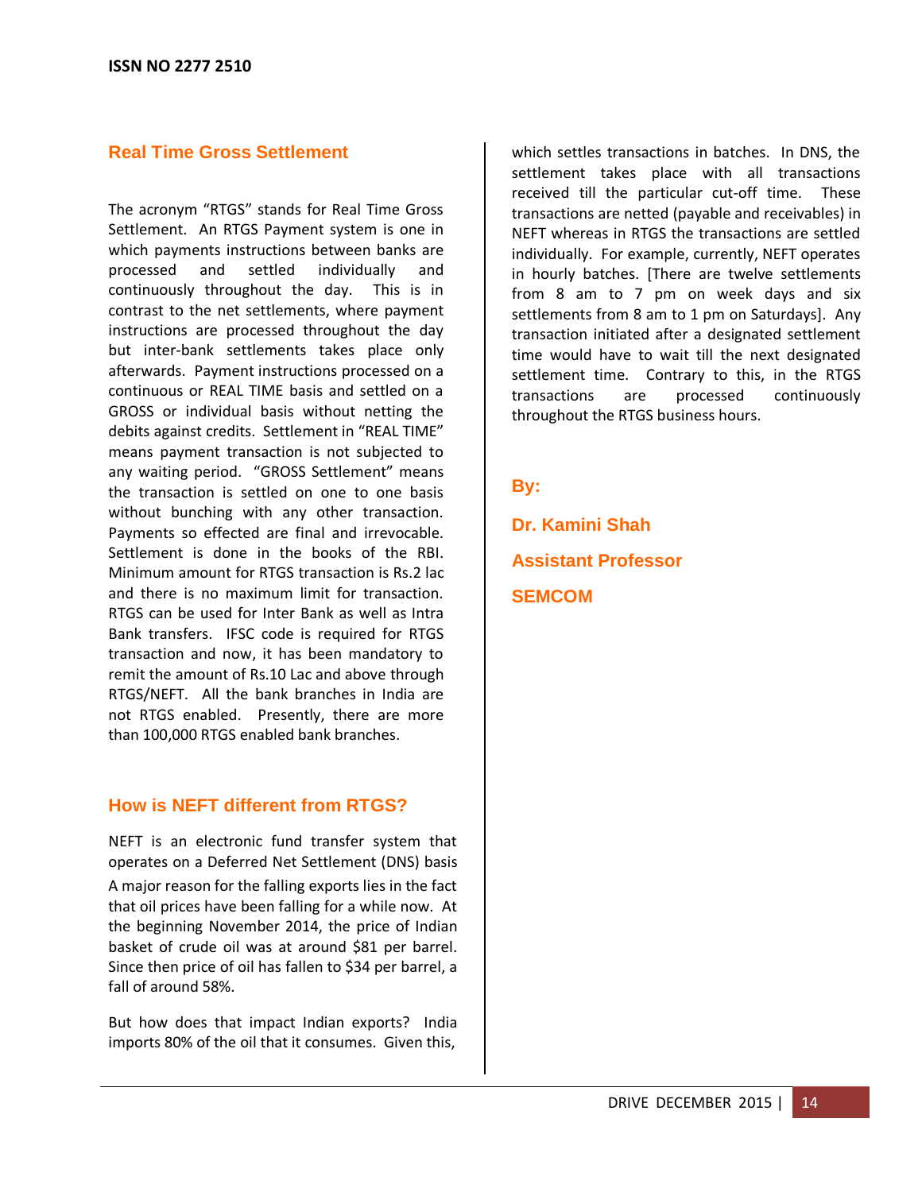## Real Time Gross Settlement

The acronym "RTGS" stands for Real Time Gross Settlement. An RTGS Payment system is one in which payments instructions between banks are processed and settled individually and continuously throughout the day. This is in contrast to the net settlements, where payment instructions are processed throughout the day but inter-bank settlements takes place only afterwards. Payment instructions processed on a continuous or REAL TIME basis and settled on a GROSS or individual basis without netting the debits against credits. Settlement in "REAL TIME" means payment transaction is not subjected to any waiting period. "GROSS Settlement" means the transaction is settled on one to one basis without bunching with any other transaction. Payments so effected are final and irrevocable. Settlement is done in the books of the RBI. Minimum amount for RTGS transaction is Rs.2 lac and there is no maximum limit for transaction. RTGS can be used for Inter Bank as well as Intra Bank transfers. IFSC code is required for RTGS transaction and now, it has been mandatory to remit the amount of Rs.10 Lac and above through RTGS/NEFT. All the bank branches in India are not RTGS enabled. Presently, there are more than 100,000 RTGS enabled bank branches.

## How is NEFT different from RTGS?

NEFT is an electronic fund transfer system that operates on a Deferred Net Settlement (DNS) basis

A major reason for the falling exports lies in the fact that oil prices have been falling for a while now. At the beginning November 2014, the price of Indian basket of crude oil was at around $81 per barrel. Since then price of oil has fallen to $34 per barrel, a fall of around 58%.

But how does that impact Indian exports? India imports 80% of the oil that it consumes. Given this,

which settles transactions in batches. In DNS, the settlement takes place with all transactions received till the particular cut-off time. These transactions are netted (payable and receivables) in NEFT whereas in RTGS the transactions are settled individually. For example, currently, NEFT operates in hourly batches. [There are twelve settlements from 8 am to 7 pm on week days and six settlements from 8 am to 1 pm on Saturdays]. Any transaction initiated after a designated settlement time would have to wait till the next designated settlement time. Contrary to this, in the RTGS transactions are processed continuously throughout the RTGS business hours.

**By:**

**Dr. Kamini Shah**

**Assistant Professor**

**SEMCOM**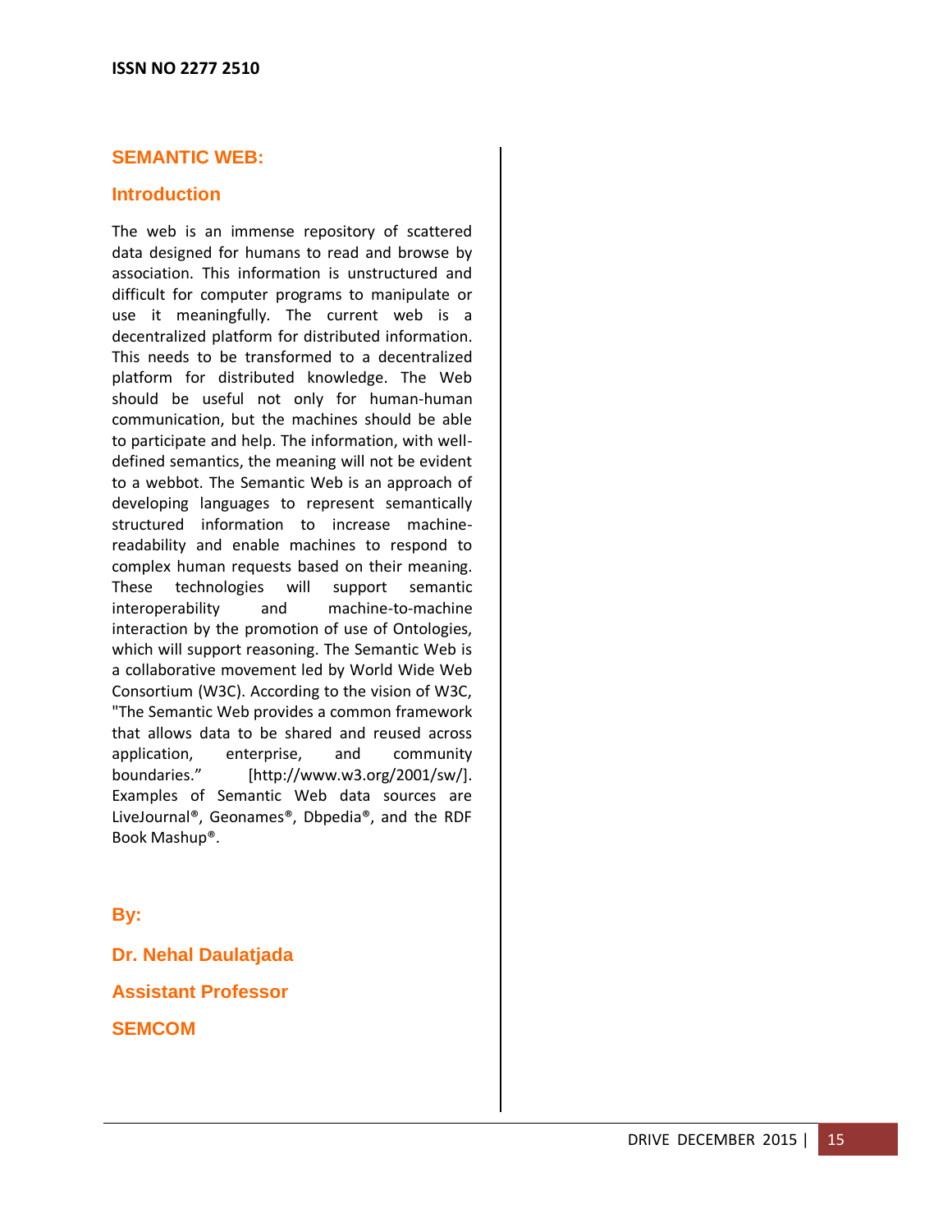# SEMANTIC WEB:

## Introduction

The web is an immense repository of scattered data designed for humans to read and browse by association. This information is unstructured and difficult for computer programs to manipulate or use it meaningfully. The current web is a decentralized platform for distributed information. This needs to be transformed to a decentralized platform for distributed knowledge. The Web should be useful not only for human-human communication, but the machines should be able to participate and help. The information, with well-defined semantics, the meaning will not be evident to a webbot. The Semantic Web is an approach of developing languages to represent semantically structured information to increase machine-readability and enable machines to respond to complex human requests based on their meaning. These technologies will support semantic interoperability and machine-to-machine interaction by the promotion of use of Ontologies, which will support reasoning. The Semantic Web is a collaborative movement led by World Wide Web Consortium (W3C). According to the vision of W3C, "The Semantic Web provides a common framework that allows data to be shared and reused across application, enterprise, and community boundaries." [http://www.w3.org/2001/sw/]. Examples of Semantic Web data sources are LiveJournal®, Geonames®, Dbpedia®, and the RDF Book Mashup®.

**By:**

**Dr. Nehal Daulatjada**

**Assistant Professor**

**SEMCOM**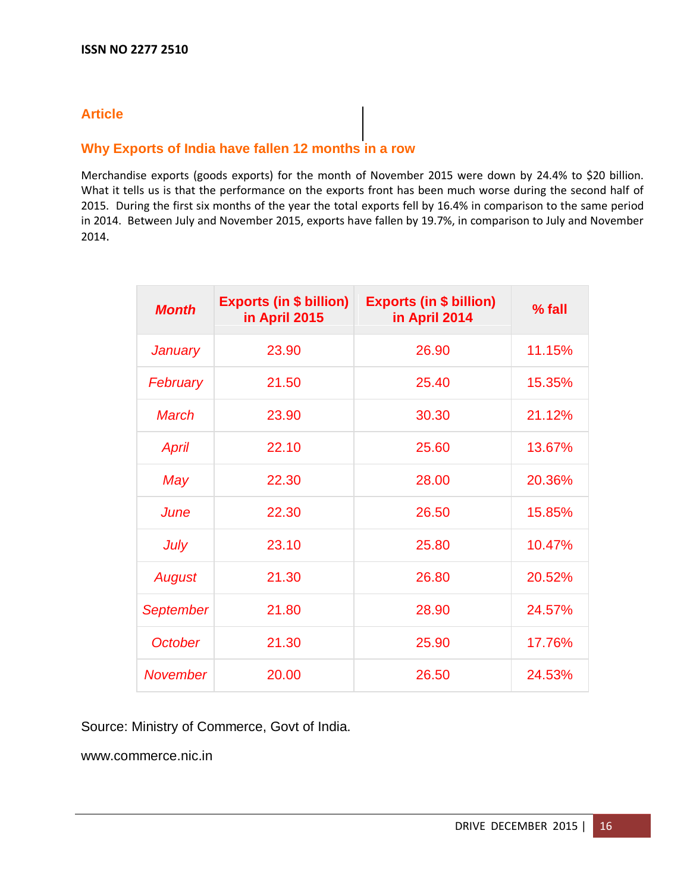ISSN NO 2277 2510

## Article

## Why Exports of India have fallen 12 months in a row

Merchandise exports (goods exports) for the month of November 2015 were down by 24.4% to $20 billion. What it tells us is that the performance on the exports front has been much worse during the second half of 2015. During the first six months of the year the total exports fell by 16.4% in comparison to the same period in 2014. Between July and November 2015, exports have fallen by 19.7%, in comparison to July and November 2014.

| *Month* | Exports (in $ billion) in April 2015 | Exports (in $ billion) in April 2014 | % fall |
|---|---|---|---|
| *January* | 23.90 | 26.90 | 11.15% |
| *February* | 21.50 | 25.40 | 15.35% |
| *March* | 23.90 | 30.30 | 21.12% |
| *April* | 22.10 | 25.60 | 13.67% |
| *May* | 22.30 | 28.00 | 20.36% |
| *June* | 22.30 | 26.50 | 15.85% |
| *July* | 23.10 | 25.80 | 10.47% |
| *August* | 21.30 | 26.80 | 20.52% |
| *September* | 21.80 | 28.90 | 24.57% |
| *October* | 21.30 | 25.90 | 17.76% |
| *November* | 20.00 | 26.50 | 24.53% |

Source: Ministry of Commerce, Govt of India.

www.commerce.nic.in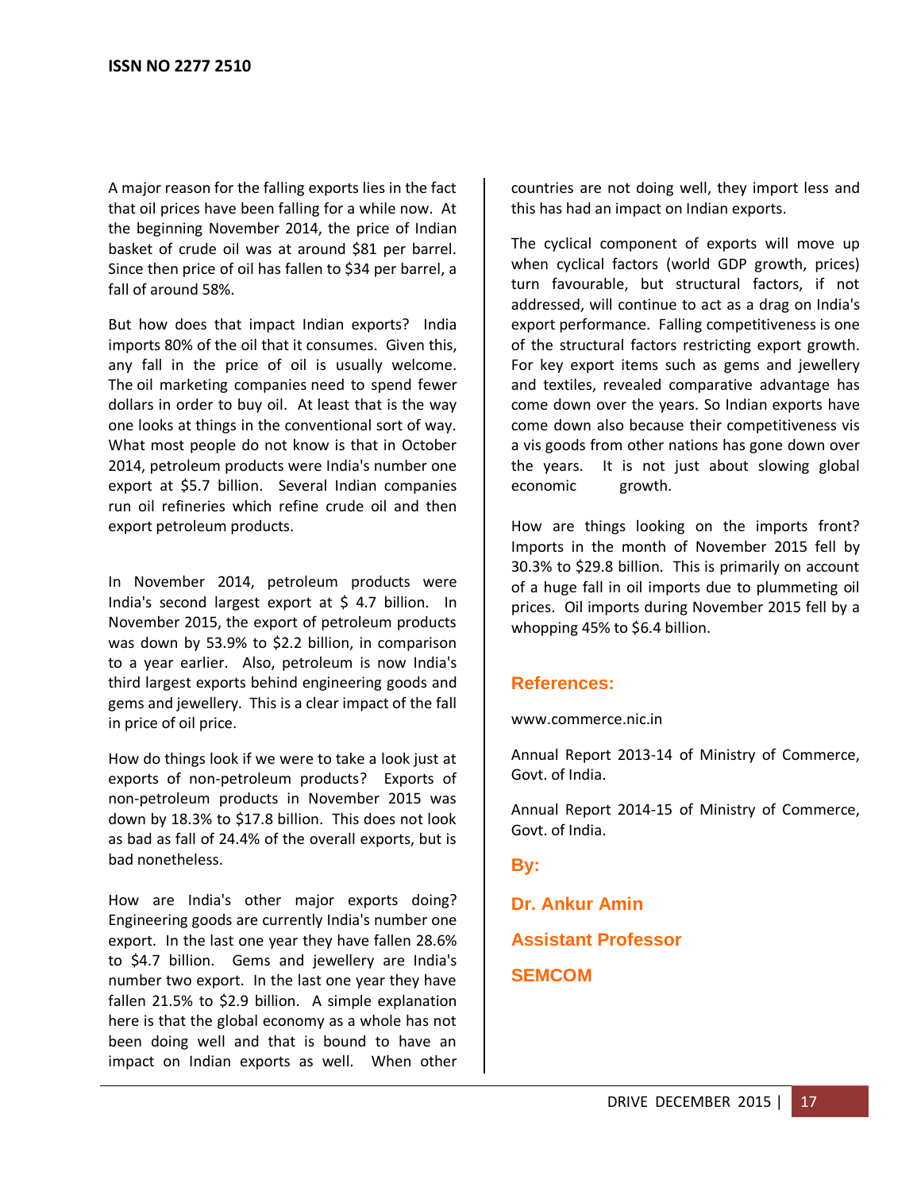A major reason for the falling exports lies in the fact that oil prices have been falling for a while now. At the beginning November 2014, the price of Indian basket of crude oil was at around $81 per barrel. Since then price of oil has fallen to $34 per barrel, a fall of around 58%.

But how does that impact Indian exports? India imports 80% of the oil that it consumes. Given this, any fall in the price of oil is usually welcome. The oil marketing companies need to spend fewer dollars in order to buy oil. At least that is the way one looks at things in the conventional sort of way. What most people do not know is that in October 2014, petroleum products were India's number one export at $5.7 billion. Several Indian companies run oil refineries which refine crude oil and then export petroleum products.

In November 2014, petroleum products were India's second largest export at $ 4.7 billion. In November 2015, the export of petroleum products was down by 53.9% to $2.2 billion, in comparison to a year earlier. Also, petroleum is now India's third largest exports behind engineering goods and gems and jewellery. This is a clear impact of the fall in price of oil price.

How do things look if we were to take a look just at exports of non-petroleum products? Exports of non-petroleum products in November 2015 was down by 18.3% to $17.8 billion. This does not look as bad as fall of 24.4% of the overall exports, but is bad nonetheless.

How are India's other major exports doing? Engineering goods are currently India's number one export. In the last one year they have fallen 28.6% to $4.7 billion. Gems and jewellery are India's number two export. In the last one year they have fallen 21.5% to $2.9 billion. A simple explanation here is that the global economy as a whole has not been doing well and that is bound to have an impact on Indian exports as well. When other countries are not doing well, they import less and this has had an impact on Indian exports.

The cyclical component of exports will move up when cyclical factors (world GDP growth, prices) turn favourable, but structural factors, if not addressed, will continue to act as a drag on India's export performance. Falling competitiveness is one of the structural factors restricting export growth. For key export items such as gems and jewellery and textiles, revealed comparative advantage has come down over the years. So Indian exports have come down also because their competitiveness vis a vis goods from other nations has gone down over the years. It is not just about slowing global economic growth.

How are things looking on the imports front? Imports in the month of November 2015 fell by 30.3% to $29.8 billion. This is primarily on account of a huge fall in oil imports due to plummeting oil prices. Oil imports during November 2015 fell by a whopping 45% to $6.4 billion.

## References:

www.commerce.nic.in

Annual Report 2013-14 of Ministry of Commerce, Govt. of India.

Annual Report 2014-15 of Ministry of Commerce, Govt. of India.

**By:**

**Dr. Ankur Amin**

**Assistant Professor**

**SEMCOM**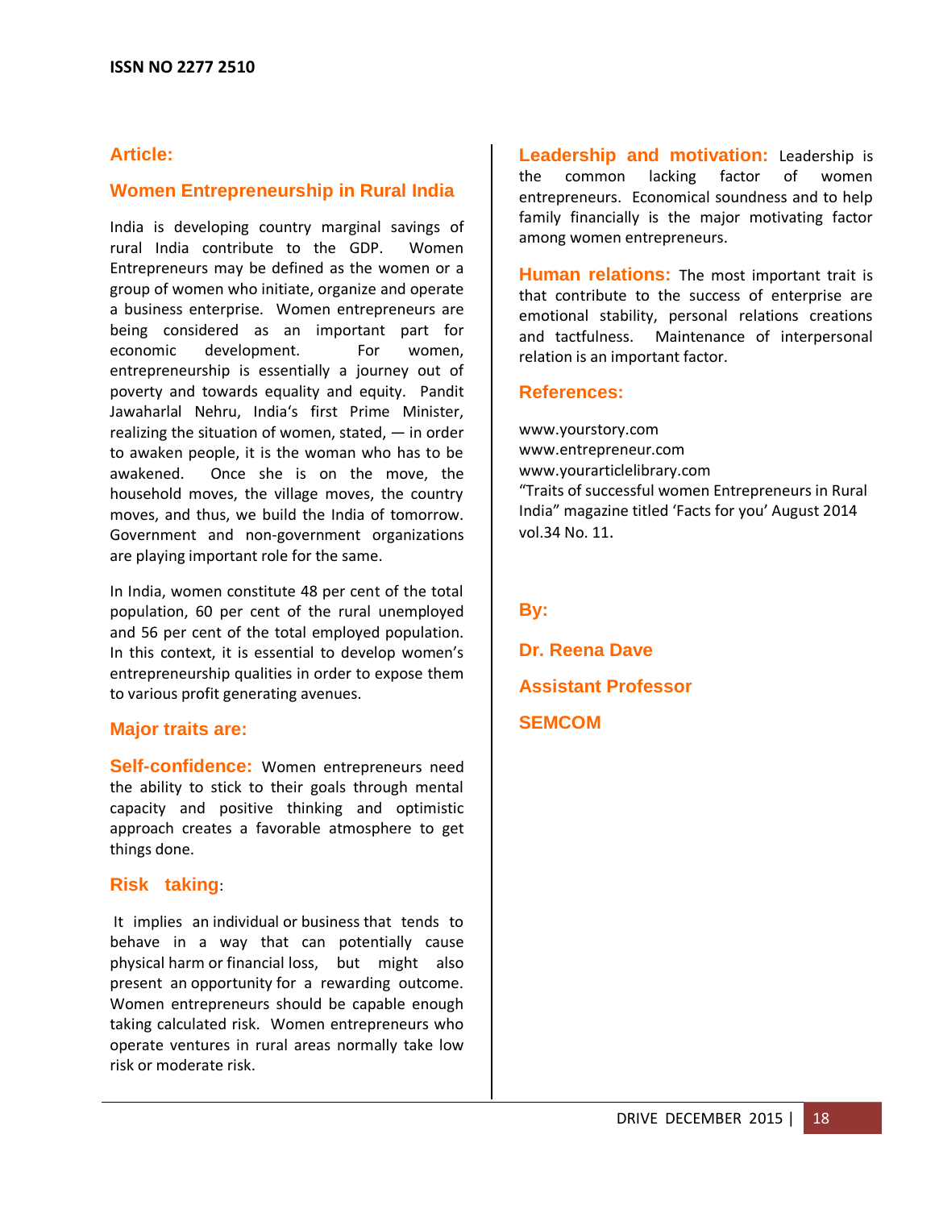## Article:

# Women Entrepreneurship in Rural India

India is developing country marginal savings of rural India contribute to the GDP. Women Entrepreneurs may be defined as the women or a group of women who initiate, organize and operate a business enterprise. Women entrepreneurs are being considered as an important part for economic development. For women, entrepreneurship is essentially a journey out of poverty and towards equality and equity. Pandit Jawaharlal Nehru, India's first Prime Minister, realizing the situation of women, stated, — in order to awaken people, it is the woman who has to be awakened. Once she is on the move, the household moves, the village moves, the country moves, and thus, we build the India of tomorrow. Government and non-government organizations are playing important role for the same.

In India, women constitute 48 per cent of the total population, 60 per cent of the rural unemployed and 56 per cent of the total employed population. In this context, it is essential to develop women's entrepreneurship qualities in order to expose them to various profit generating avenues.

## Major traits are:

**Self-confidence:** Women entrepreneurs need the ability to stick to their goals through mental capacity and positive thinking and optimistic approach creates a favorable atmosphere to get things done.

**Risk taking**:

It implies an individual or business that tends to behave in a way that can potentially cause physical harm or financial loss, but might also present an opportunity for a rewarding outcome. Women entrepreneurs should be capable enough taking calculated risk. Women entrepreneurs who operate ventures in rural areas normally take low risk or moderate risk.

**Leadership and motivation:** Leadership is the common lacking factor of women entrepreneurs. Economical soundness and to help family financially is the major motivating factor among women entrepreneurs.

**Human relations:** The most important trait is that contribute to the success of enterprise are emotional stability, personal relations creations and tactfulness. Maintenance of interpersonal relation is an important factor.

## References:

www.yourstory.com
www.entrepreneur.com
www.yourarticlelibrary.com
"Traits of successful women Entrepreneurs in Rural India" magazine titled 'Facts for you' August 2014 vol.34 No. 11.

**By:**

**Dr. Reena Dave**

**Assistant Professor**

**SEMCOM**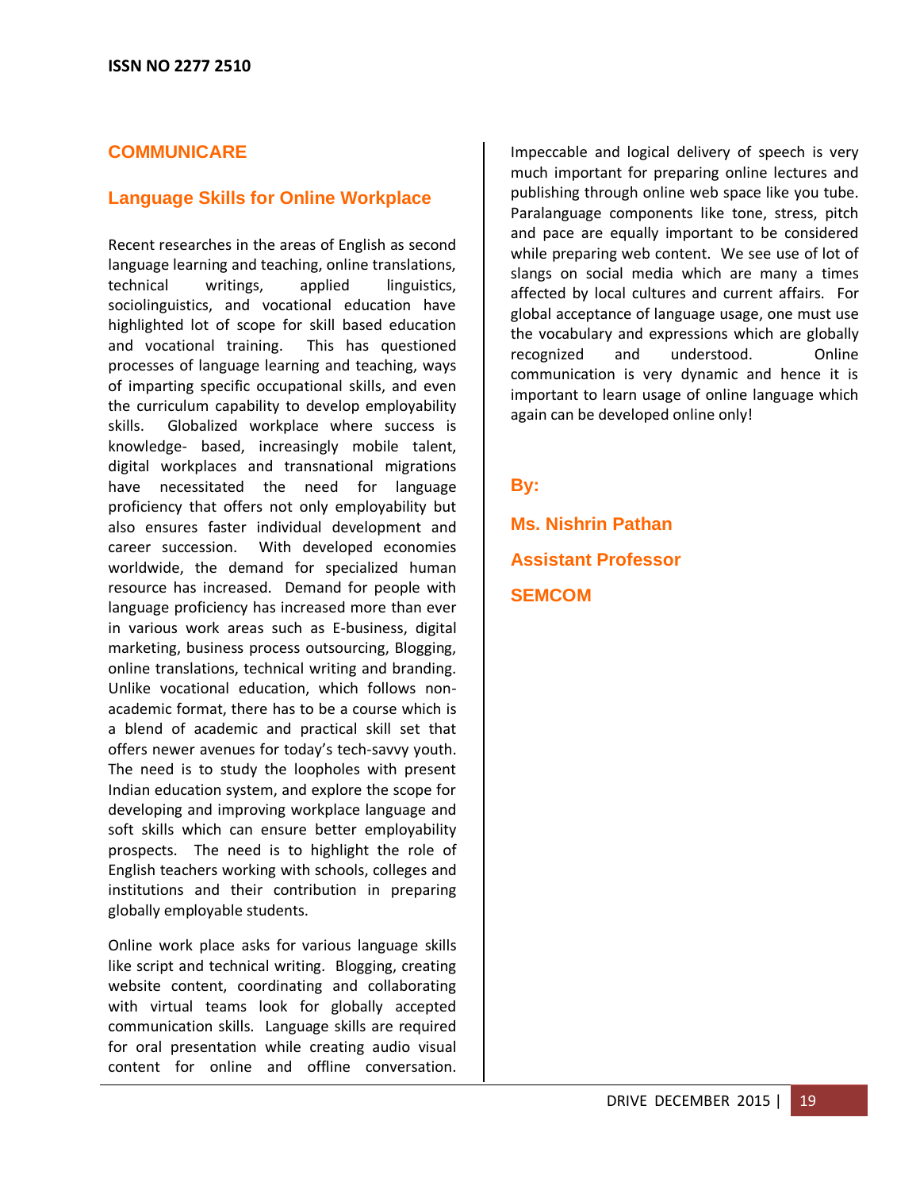## COMMUNICARE

### Language Skills for Online Workplace

Recent researches in the areas of English as second language learning and teaching, online translations, technical writings, applied linguistics, sociolinguistics, and vocational education have highlighted lot of scope for skill based education and vocational training. This has questioned processes of language learning and teaching, ways of imparting specific occupational skills, and even the curriculum capability to develop employability skills. Globalized workplace where success is knowledge- based, increasingly mobile talent, digital workplaces and transnational migrations have necessitated the need for language proficiency that offers not only employability but also ensures faster individual development and career succession. With developed economies worldwide, the demand for specialized human resource has increased. Demand for people with language proficiency has increased more than ever in various work areas such as E-business, digital marketing, business process outsourcing, Blogging, online translations, technical writing and branding. Unlike vocational education, which follows non-academic format, there has to be a course which is a blend of academic and practical skill set that offers newer avenues for today's tech-savvy youth. The need is to study the loopholes with present Indian education system, and explore the scope for developing and improving workplace language and soft skills which can ensure better employability prospects. The need is to highlight the role of English teachers working with schools, colleges and institutions and their contribution in preparing globally employable students.

Online work place asks for various language skills like script and technical writing. Blogging, creating website content, coordinating and collaborating with virtual teams look for globally accepted communication skills. Language skills are required for oral presentation while creating audio visual content for online and offline conversation. Impeccable and logical delivery of speech is very much important for preparing online lectures and publishing through online web space like you tube. Paralanguage components like tone, stress, pitch and pace are equally important to be considered while preparing web content. We see use of lot of slangs on social media which are many a times affected by local cultures and current affairs. For global acceptance of language usage, one must use the vocabulary and expressions which are globally recognized and understood. Online communication is very dynamic and hence it is important to learn usage of online language which again can be developed online only!

**By:**

**Ms. Nishrin Pathan**

**Assistant Professor**

**SEMCOM**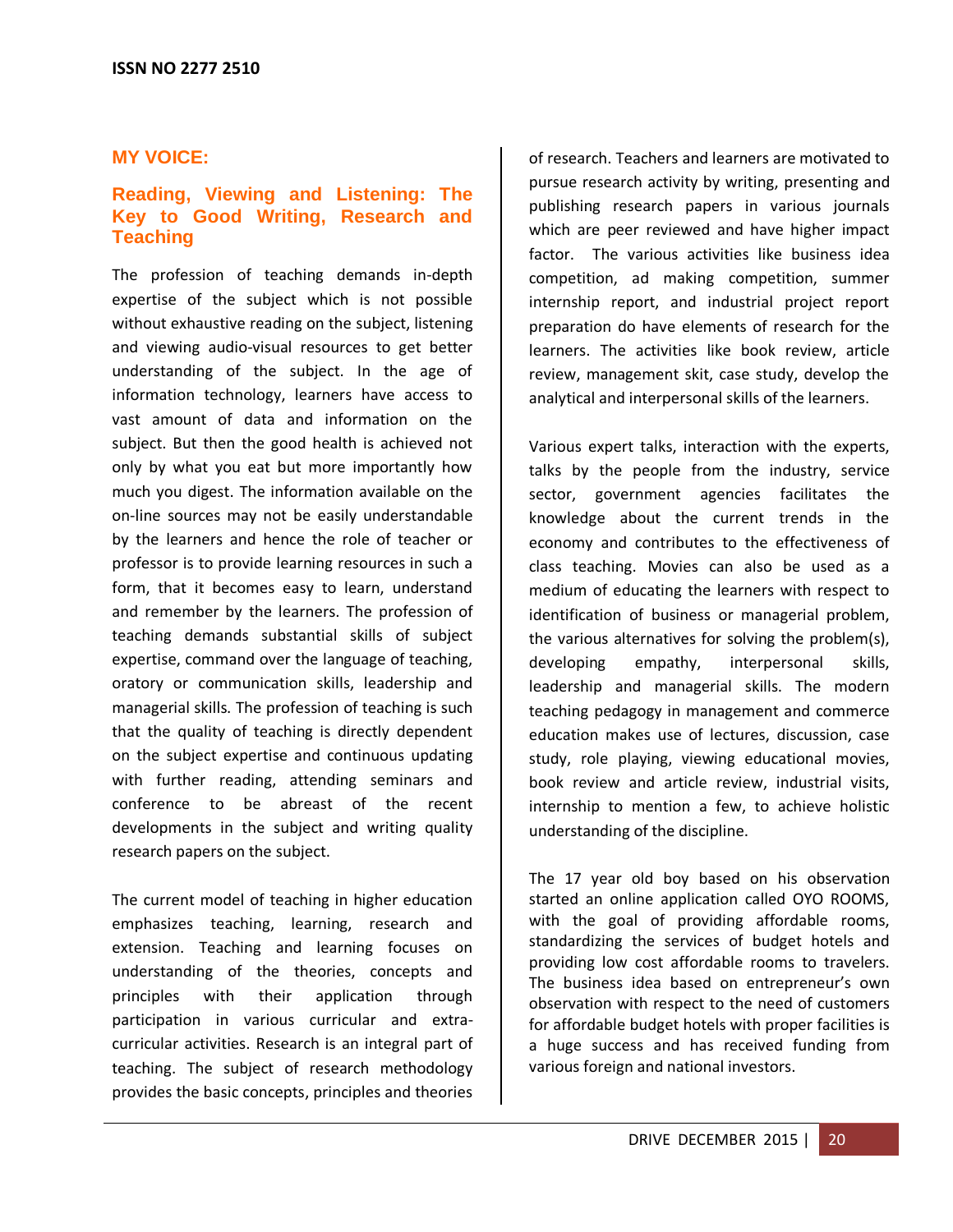## MY VOICE:

## Reading, Viewing and Listening: The Key to Good Writing, Research and Teaching

The profession of teaching demands in-depth expertise of the subject which is not possible without exhaustive reading on the subject, listening and viewing audio-visual resources to get better understanding of the subject. In the age of information technology, learners have access to vast amount of data and information on the subject. But then the good health is achieved not only by what you eat but more importantly how much you digest. The information available on the on-line sources may not be easily understandable by the learners and hence the role of teacher or professor is to provide learning resources in such a form, that it becomes easy to learn, understand and remember by the learners. The profession of teaching demands substantial skills of subject expertise, command over the language of teaching, oratory or communication skills, leadership and managerial skills. The profession of teaching is such that the quality of teaching is directly dependent on the subject expertise and continuous updating with further reading, attending seminars and conference to be abreast of the recent developments in the subject and writing quality research papers on the subject.

The current model of teaching in higher education emphasizes teaching, learning, research and extension. Teaching and learning focuses on understanding of the theories, concepts and principles with their application through participation in various curricular and extra-curricular activities. Research is an integral part of teaching. The subject of research methodology provides the basic concepts, principles and theories of research. Teachers and learners are motivated to pursue research activity by writing, presenting and publishing research papers in various journals which are peer reviewed and have higher impact factor. The various activities like business idea competition, ad making competition, summer internship report, and industrial project report preparation do have elements of research for the learners. The activities like book review, article review, management skit, case study, develop the analytical and interpersonal skills of the learners.

Various expert talks, interaction with the experts, talks by the people from the industry, service sector, government agencies facilitates the knowledge about the current trends in the economy and contributes to the effectiveness of class teaching. Movies can also be used as a medium of educating the learners with respect to identification of business or managerial problem, the various alternatives for solving the problem(s), developing empathy, interpersonal skills, leadership and managerial skills. The modern teaching pedagogy in management and commerce education makes use of lectures, discussion, case study, role playing, viewing educational movies, book review and article review, industrial visits, internship to mention a few, to achieve holistic understanding of the discipline.

The 17 year old boy based on his observation started an online application called OYO ROOMS, with the goal of providing affordable rooms, standardizing the services of budget hotels and providing low cost affordable rooms to travelers. The business idea based on entrepreneur's own observation with respect to the need of customers for affordable budget hotels with proper facilities is a huge success and has received funding from various foreign and national investors.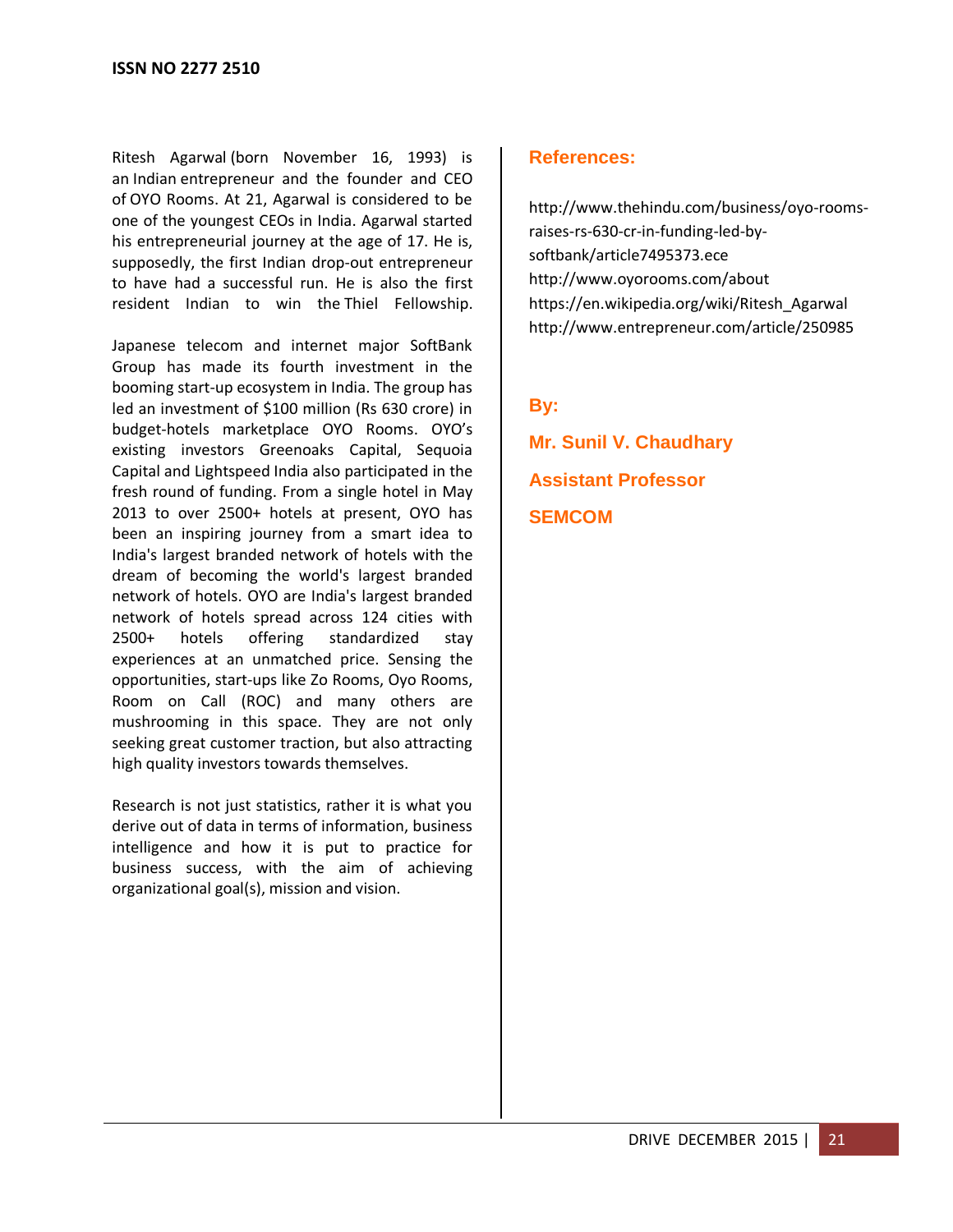Ritesh Agarwal (born November 16, 1993) is an Indian entrepreneur and the founder and CEO of OYO Rooms. At 21, Agarwal is considered to be one of the youngest CEOs in India. Agarwal started his entrepreneurial journey at the age of 17. He is, supposedly, the first Indian drop-out entrepreneur to have had a successful run. He is also the first resident Indian to win the Thiel Fellowship.

Japanese telecom and internet major SoftBank Group has made its fourth investment in the booming start-up ecosystem in India. The group has led an investment of $100 million (Rs 630 crore) in budget-hotels marketplace OYO Rooms. OYO's existing investors Greenoaks Capital, Sequoia Capital and Lightspeed India also participated in the fresh round of funding. From a single hotel in May 2013 to over 2500+ hotels at present, OYO has been an inspiring journey from a smart idea to India's largest branded network of hotels with the dream of becoming the world's largest branded network of hotels. OYO are India's largest branded network of hotels spread across 124 cities with 2500+ hotels offering standardized stay experiences at an unmatched price. Sensing the opportunities, start-ups like Zo Rooms, Oyo Rooms, Room on Call (ROC) and many others are mushrooming in this space. They are not only seeking great customer traction, but also attracting high quality investors towards themselves.

Research is not just statistics, rather it is what you derive out of data in terms of information, business intelligence and how it is put to practice for business success, with the aim of achieving organizational goal(s), mission and vision.

## References:

http://www.thehindu.com/business/oyo-rooms-raises-rs-630-cr-in-funding-led-by-softbank/article7495373.ece
http://www.oyorooms.com/about
https://en.wikipedia.org/wiki/Ritesh_Agarwal
http://www.entrepreneur.com/article/250985

**By:**

**Mr. Sunil V. Chaudhary**

**Assistant Professor**

**SEMCOM**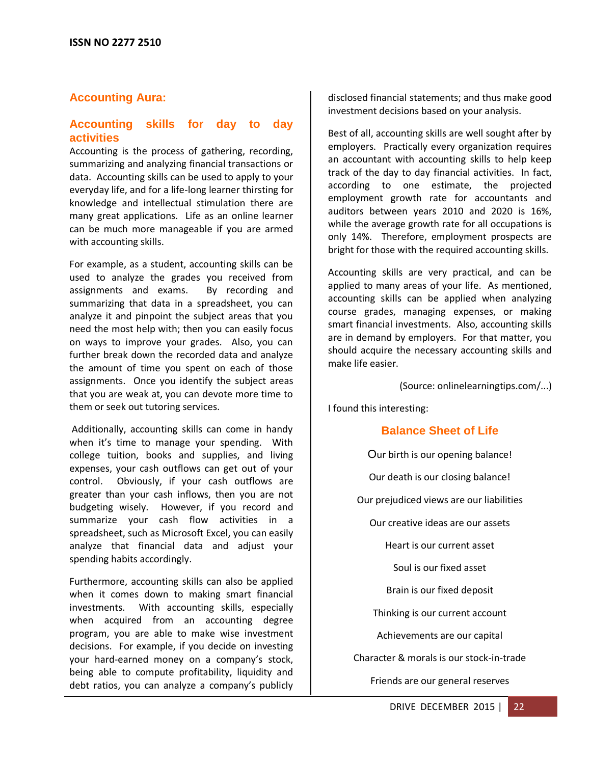## Accounting Aura:

### Accounting skills for day to day activities

Accounting is the process of gathering, recording, summarizing and analyzing financial transactions or data. Accounting skills can be used to apply to your everyday life, and for a life-long learner thirsting for knowledge and intellectual stimulation there are many great applications. Life as an online learner can be much more manageable if you are armed with accounting skills.

For example, as a student, accounting skills can be used to analyze the grades you received from assignments and exams. By recording and summarizing that data in a spreadsheet, you can analyze it and pinpoint the subject areas that you need the most help with; then you can easily focus on ways to improve your grades. Also, you can further break down the recorded data and analyze the amount of time you spent on each of those assignments. Once you identify the subject areas that you are weak at, you can devote more time to them or seek out tutoring services.

Additionally, accounting skills can come in handy when it's time to manage your spending. With college tuition, books and supplies, and living expenses, your cash outflows can get out of your control. Obviously, if your cash outflows are greater than your cash inflows, then you are not budgeting wisely. However, if you record and summarize your cash flow activities in a spreadsheet, such as Microsoft Excel, you can easily analyze that financial data and adjust your spending habits accordingly.

Furthermore, accounting skills can also be applied when it comes down to making smart financial investments. With accounting skills, especially when acquired from an accounting degree program, you are able to make wise investment decisions. For example, if you decide on investing your hard-earned money on a company's stock, being able to compute profitability, liquidity and debt ratios, you can analyze a company's publicly disclosed financial statements; and thus make good investment decisions based on your analysis.

Best of all, accounting skills are well sought after by employers. Practically every organization requires an accountant with accounting skills to help keep track of the day to day financial activities. In fact, according to one estimate, the projected employment growth rate for accountants and auditors between years 2010 and 2020 is 16%, while the average growth rate for all occupations is only 14%. Therefore, employment prospects are bright for those with the required accounting skills.

Accounting skills are very practical, and can be applied to many areas of your life. As mentioned, accounting skills can be applied when analyzing course grades, managing expenses, or making smart financial investments. Also, accounting skills are in demand by employers. For that matter, you should acquire the necessary accounting skills and make life easier.

(Source: onlinelearningtips.com/...)

I found this interesting:

### Balance Sheet of Life

Our birth is our opening balance!

Our death is our closing balance!

Our prejudiced views are our liabilities

Our creative ideas are our assets

Heart is our current asset

Soul is our fixed asset

Brain is our fixed deposit

Thinking is our current account

Achievements are our capital

Character & morals is our stock-in-trade

Friends are our general reserves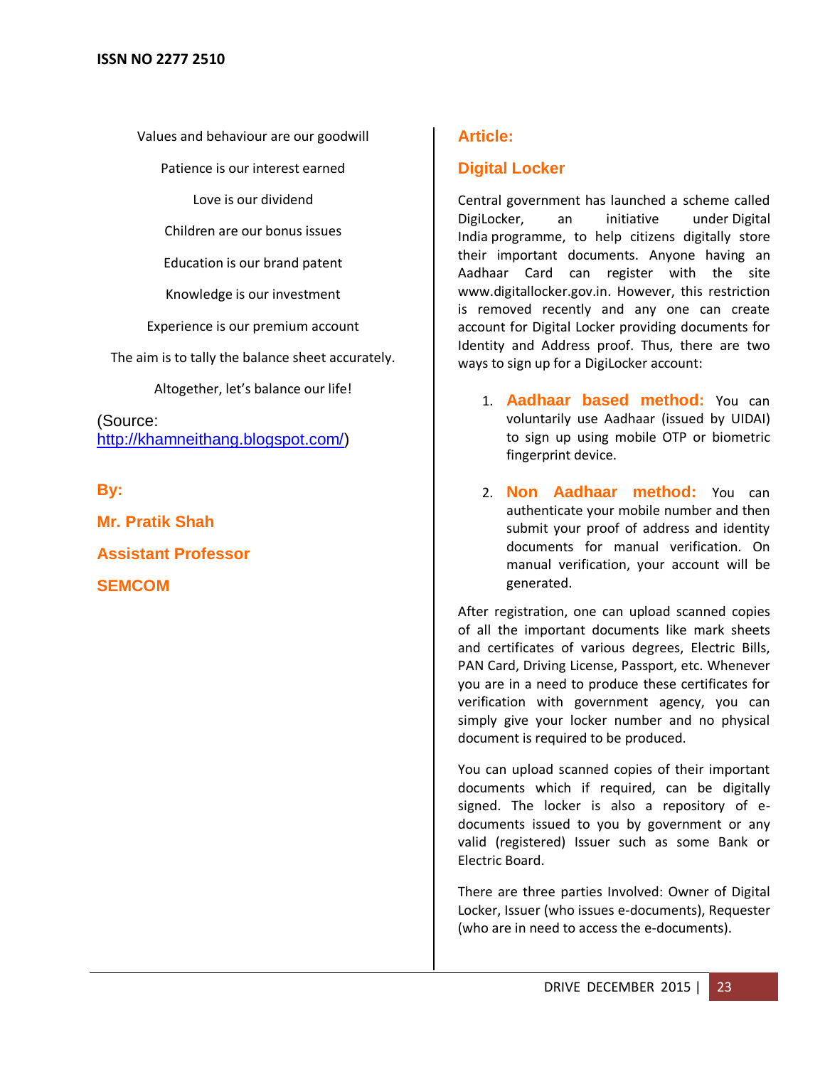Values and behaviour are our goodwill

Patience is our interest earned

Love is our dividend

Children are our bonus issues

Education is our brand patent

Knowledge is our investment

Experience is our premium account

The aim is to tally the balance sheet accurately.

Altogether, let's balance our life!

(Source: http://khamneithang.blogspot.com/)

**By:**

**Mr. Pratik Shah**

**Assistant Professor**

**SEMCOM**

## Article:

## Digital Locker

Central government has launched a scheme called DigiLocker, an initiative under Digital India programme, to help citizens digitally store their important documents. Anyone having an Aadhaar Card can register with the site www.digitallocker.gov.in. However, this restriction is removed recently and any one can create account for Digital Locker providing documents for Identity and Address proof. Thus, there are two ways to sign up for a DigiLocker account:

1. **Aadhaar based method:** You can voluntarily use Aadhaar (issued by UIDAI) to sign up using mobile OTP or biometric fingerprint device.

2. **Non Aadhaar method:** You can authenticate your mobile number and then submit your proof of address and identity documents for manual verification. On manual verification, your account will be generated.

After registration, one can upload scanned copies of all the important documents like mark sheets and certificates of various degrees, Electric Bills, PAN Card, Driving License, Passport, etc. Whenever you are in a need to produce these certificates for verification with government agency, you can simply give your locker number and no physical document is required to be produced.

You can upload scanned copies of their important documents which if required, can be digitally signed. The locker is also a repository of e-documents issued to you by government or any valid (registered) Issuer such as some Bank or Electric Board.

There are three parties Involved: Owner of Digital Locker, Issuer (who issues e-documents), Requester (who are in need to access the e-documents).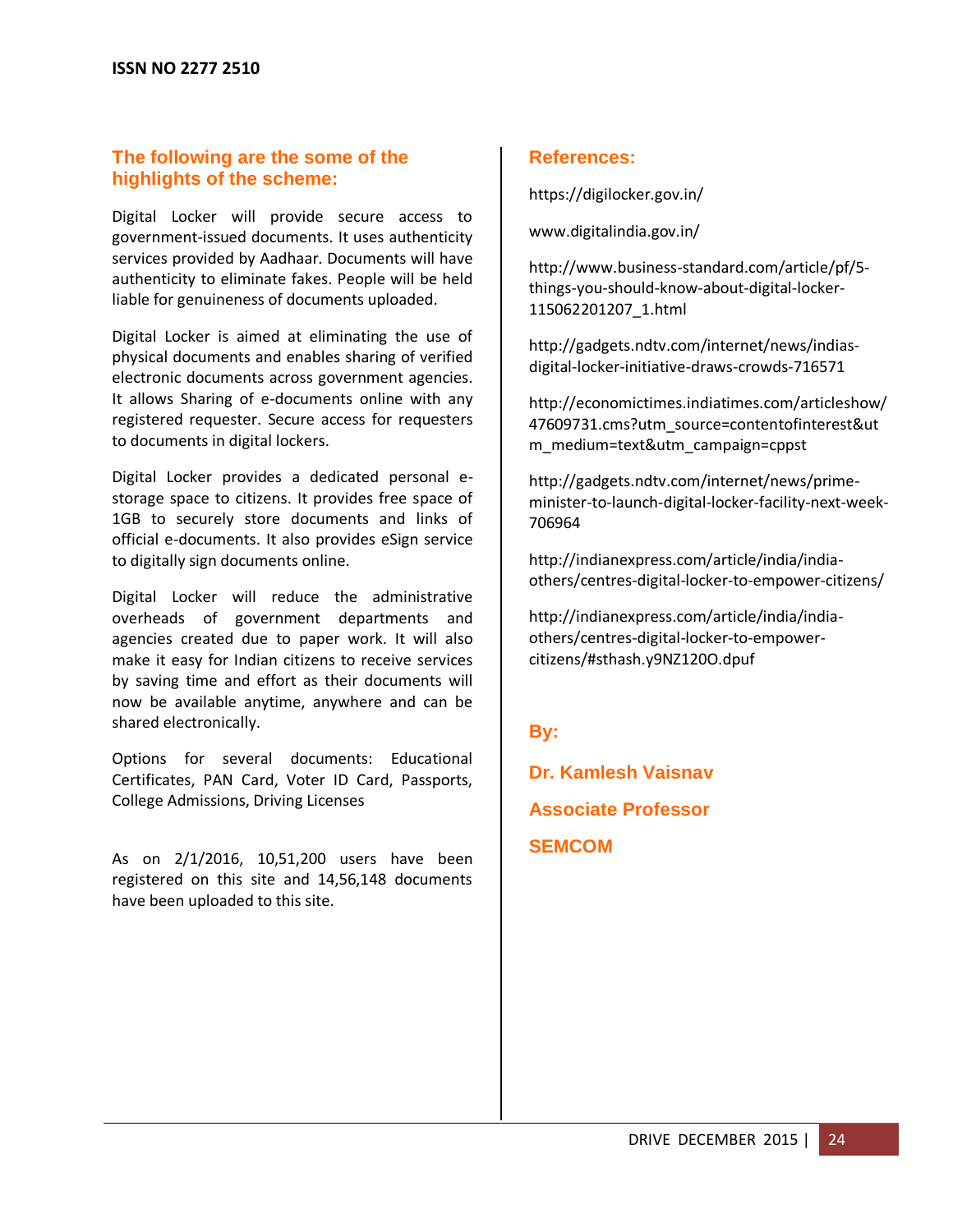## The following are the some of the highlights of the scheme:

Digital Locker will provide secure access to government-issued documents. It uses authenticity services provided by Aadhaar. Documents will have authenticity to eliminate fakes. People will be held liable for genuineness of documents uploaded.

Digital Locker is aimed at eliminating the use of physical documents and enables sharing of verified electronic documents across government agencies. It allows Sharing of e-documents online with any registered requester. Secure access for requesters to documents in digital lockers.

Digital Locker provides a dedicated personal e-storage space to citizens. It provides free space of 1GB to securely store documents and links of official e-documents. It also provides eSign service to digitally sign documents online.

Digital Locker will reduce the administrative overheads of government departments and agencies created due to paper work. It will also make it easy for Indian citizens to receive services by saving time and effort as their documents will now be available anytime, anywhere and can be shared electronically.

Options for several documents: Educational Certificates, PAN Card, Voter ID Card, Passports, College Admissions, Driving Licenses

As on 2/1/2016, 10,51,200 users have been registered on this site and 14,56,148 documents have been uploaded to this site.

## References:

https://digilocker.gov.in/

www.digitalindia.gov.in/

http://www.business-standard.com/article/pf/5-things-you-should-know-about-digital-locker-115062201207_1.html

http://gadgets.ndtv.com/internet/news/indias-digital-locker-initiative-draws-crowds-716571

http://economictimes.indiatimes.com/articleshow/47609731.cms?utm_source=contentofinterest&utm_medium=text&utm_campaign=cppst

http://gadgets.ndtv.com/internet/news/prime-minister-to-launch-digital-locker-facility-next-week-706964

http://indianexpress.com/article/india/india-others/centres-digital-locker-to-empower-citizens/

http://indianexpress.com/article/india/india-others/centres-digital-locker-to-empower-citizens/#sthash.y9NZ120O.dpuf

**By:**

**Dr. Kamlesh Vaisnav**

**Associate Professor**

**SEMCOM**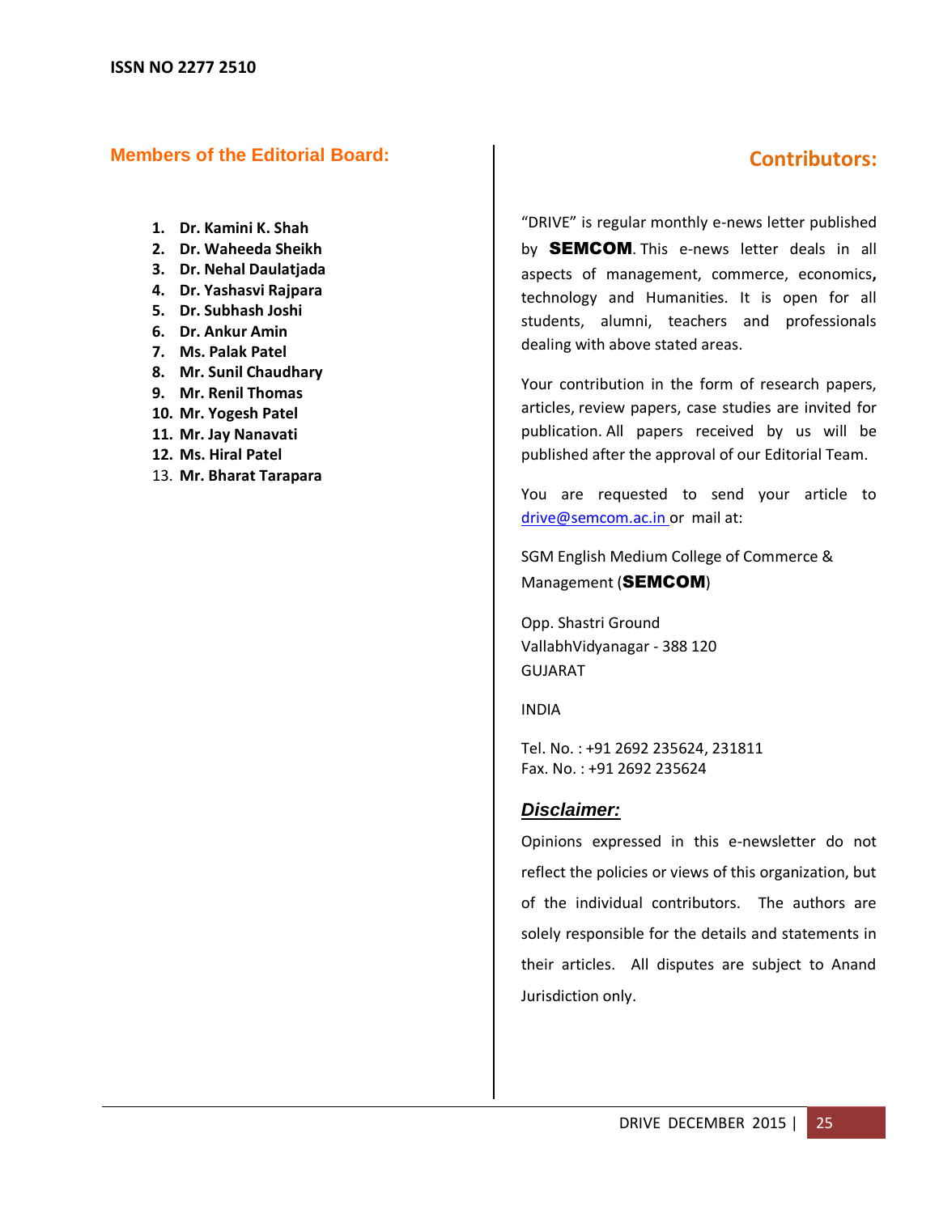**ISSN NO 2277 2510**

## Members of the Editorial Board:

1. **Dr. Kamini K. Shah**
2. **Dr. Waheeda Sheikh**
3. **Dr. Nehal Daulatjada**
4. **Dr. Yashasvi Rajpara**
5. **Dr. Subhash Joshi**
6. **Dr. Ankur Amin**
7. **Ms. Palak Patel**
8. **Mr. Sunil Chaudhary**
9. **Mr. Renil Thomas**
10. **Mr. Yogesh Patel**
11. **Mr. Jay Nanavati**
12. **Ms. Hiral Patel**
13. **Mr. Bharat Tarapara**

## Contributors:

"DRIVE" is regular monthly e-news letter published by **SEMCOM**. This e-news letter deals in all aspects of management, commerce, economics**,** technology and Humanities. It is open for all students, alumni, teachers and professionals dealing with above stated areas.

Your contribution in the form of research papers, articles, review papers, case studies are invited for publication. All papers received by us will be published after the approval of our Editorial Team.

You are requested to send your article to drive@semcom.ac.in or mail at:

SGM English Medium College of Commerce & Management (**SEMCOM**)

Opp. Shastri Ground
VallabhVidyanagar - 388 120
GUJARAT

INDIA

Tel. No. : +91 2692 235624, 231811
Fax. No. : +91 2692 235624

### ***Disclaimer:***

Opinions expressed in this e-newsletter do not reflect the policies or views of this organization, but of the individual contributors. The authors are solely responsible for the details and statements in their articles. All disputes are subject to Anand Jurisdiction only.